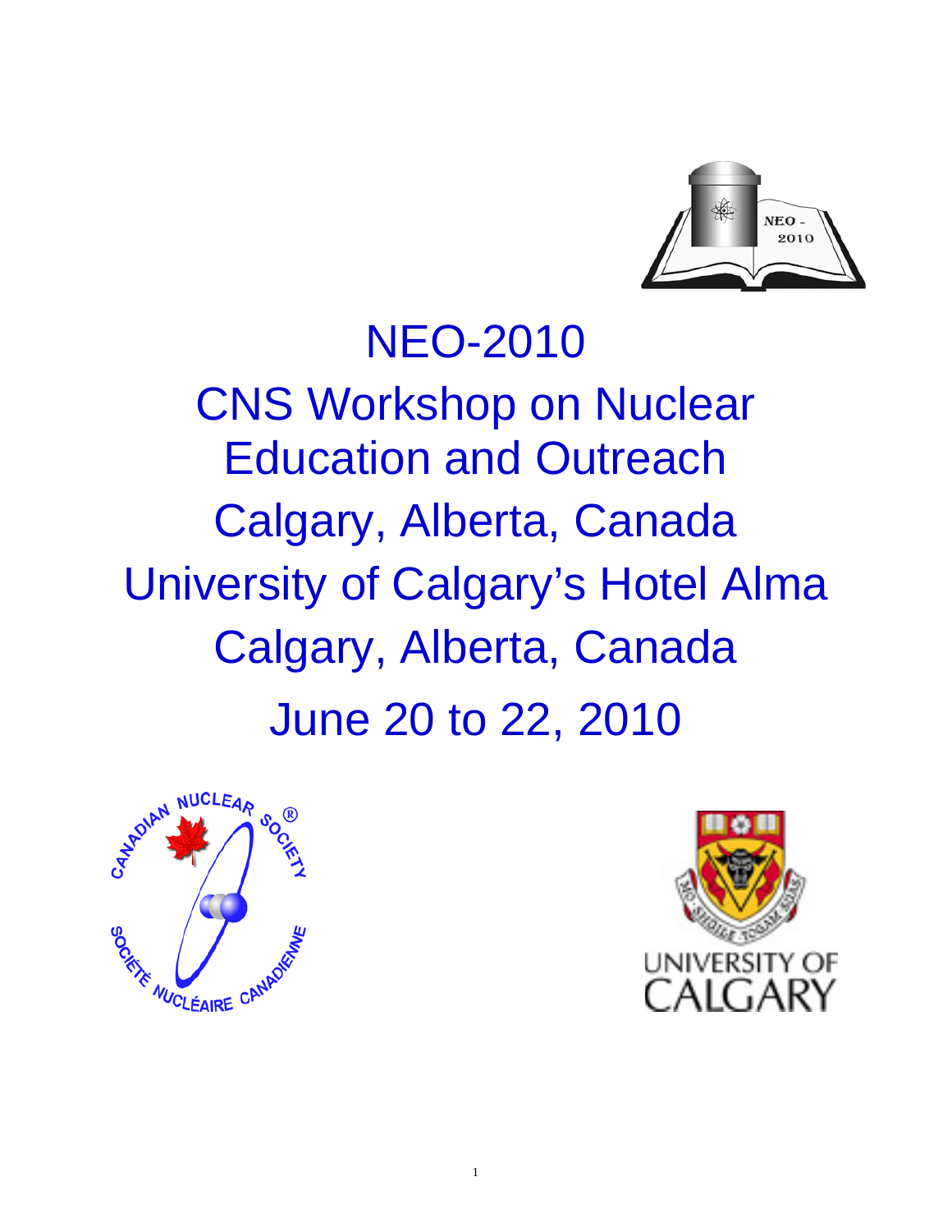# NEO-2010

# CNS Workshop on Nuclear Education and Outreach

Calgary, Alberta, Canada

University of Calgary's Hotel Alma

Calgary, Alberta, Canada

June 20 to 22, 2010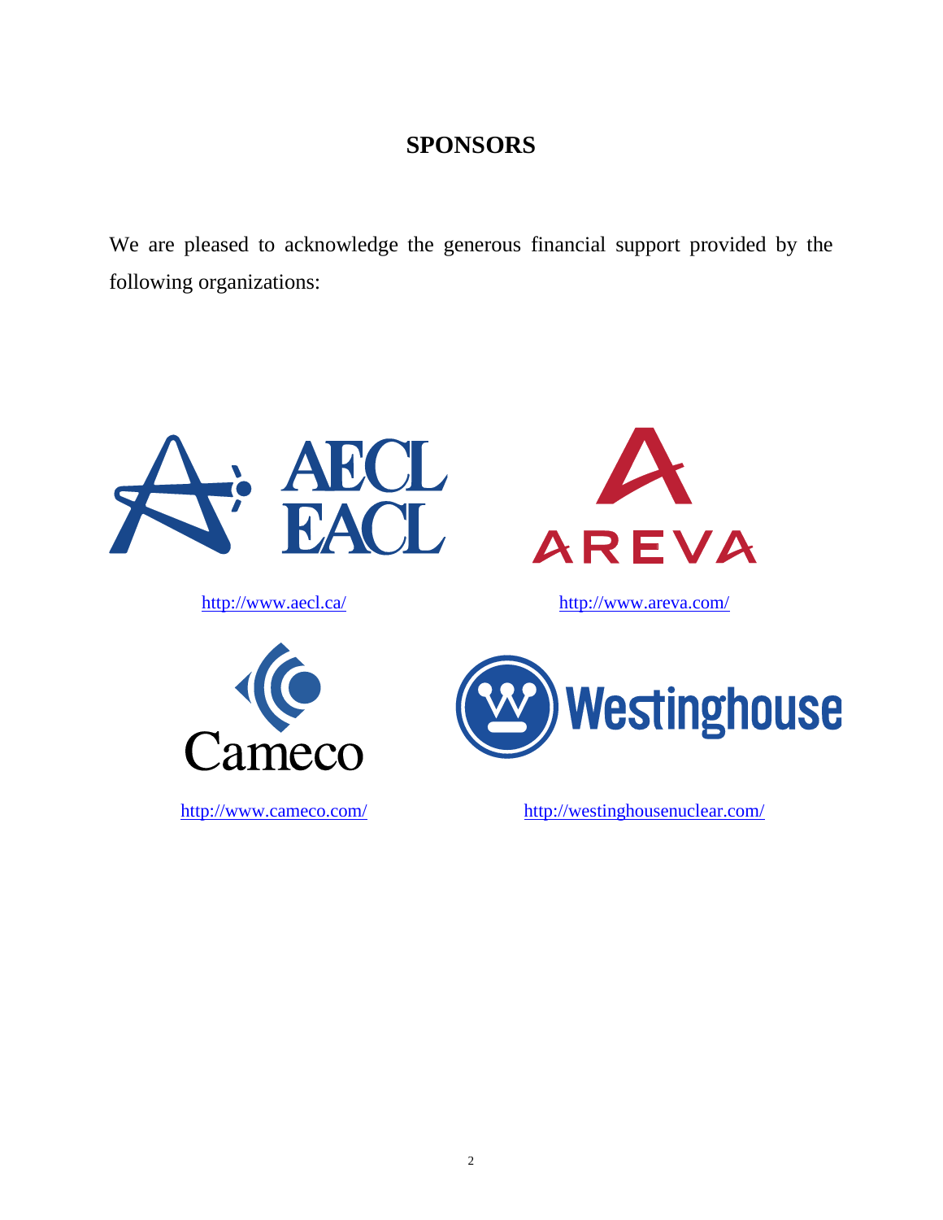# SPONSORS

We are pleased to acknowledge the generous financial support provided by the following organizations:

AECL EACL

http://www.aecl.ca/

AREVA

http://www.areva.com/

Cameco

http://www.cameco.com/

Westinghouse

http://westinghousenuclear.com/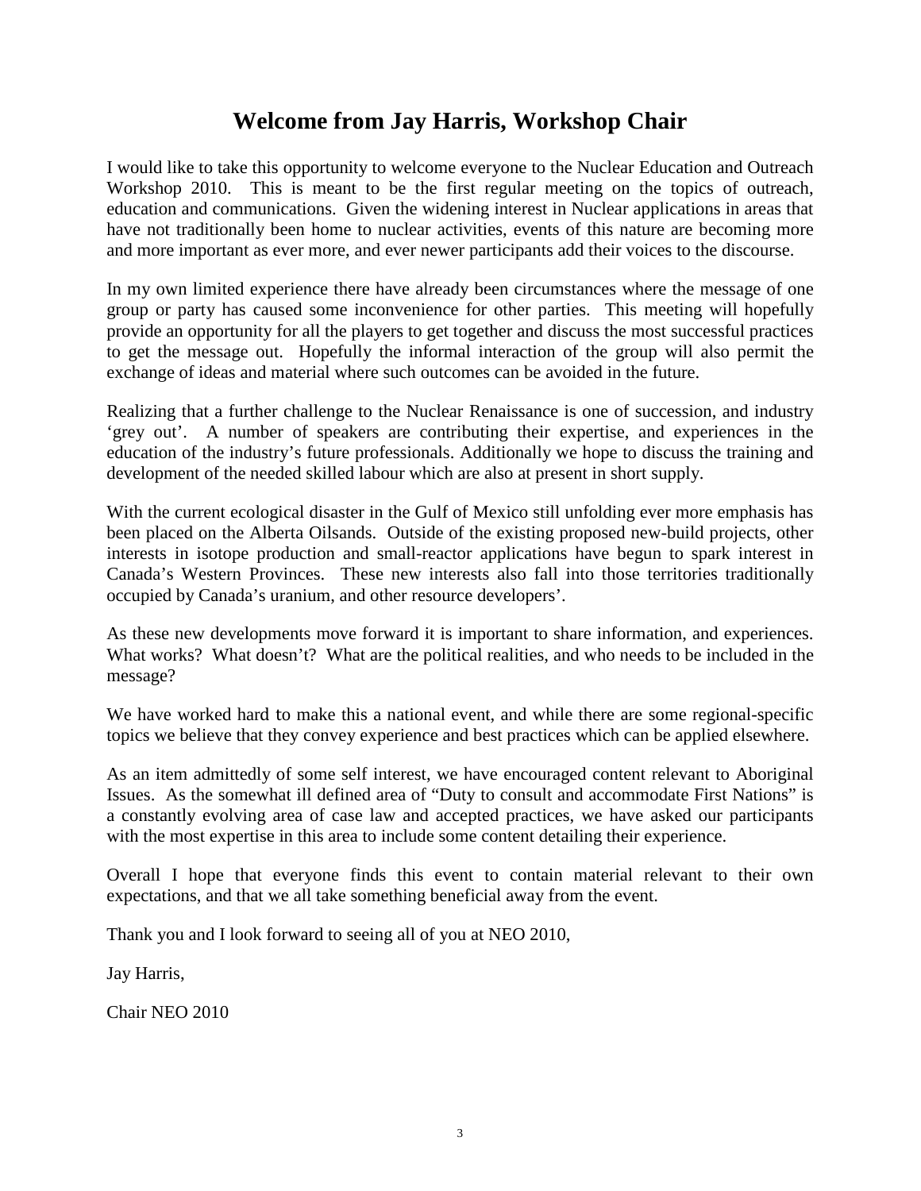# Welcome from Jay Harris, Workshop Chair

I would like to take this opportunity to welcome everyone to the Nuclear Education and Outreach Workshop 2010. This is meant to be the first regular meeting on the topics of outreach, education and communications. Given the widening interest in Nuclear applications in areas that have not traditionally been home to nuclear activities, events of this nature are becoming more and more important as ever more, and ever newer participants add their voices to the discourse.

In my own limited experience there have already been circumstances where the message of one group or party has caused some inconvenience for other parties. This meeting will hopefully provide an opportunity for all the players to get together and discuss the most successful practices to get the message out. Hopefully the informal interaction of the group will also permit the exchange of ideas and material where such outcomes can be avoided in the future.

Realizing that a further challenge to the Nuclear Renaissance is one of succession, and industry 'grey out'. A number of speakers are contributing their expertise, and experiences in the education of the industry's future professionals. Additionally we hope to discuss the training and development of the needed skilled labour which are also at present in short supply.

With the current ecological disaster in the Gulf of Mexico still unfolding ever more emphasis has been placed on the Alberta Oilsands. Outside of the existing proposed new-build projects, other interests in isotope production and small-reactor applications have begun to spark interest in Canada's Western Provinces. These new interests also fall into those territories traditionally occupied by Canada's uranium, and other resource developers'.

As these new developments move forward it is important to share information, and experiences. What works? What doesn't? What are the political realities, and who needs to be included in the message?

We have worked hard to make this a national event, and while there are some regional-specific topics we believe that they convey experience and best practices which can be applied elsewhere.

As an item admittedly of some self interest, we have encouraged content relevant to Aboriginal Issues. As the somewhat ill defined area of "Duty to consult and accommodate First Nations" is a constantly evolving area of case law and accepted practices, we have asked our participants with the most expertise in this area to include some content detailing their experience.

Overall I hope that everyone finds this event to contain material relevant to their own expectations, and that we all take something beneficial away from the event.

Thank you and I look forward to seeing all of you at NEO 2010,

Jay Harris,

Chair NEO 2010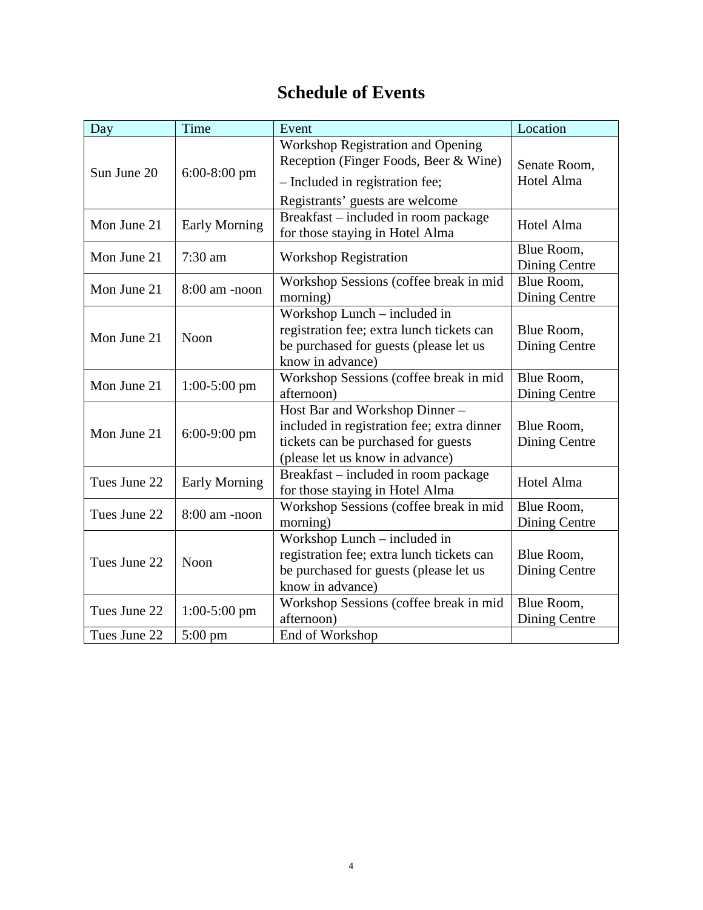# Schedule of Events

| Day | Time | Event | Location |
|---|---|---|---|
| Sun June 20 | 6:00-8:00 pm | Workshop Registration and Opening Reception (Finger Foods, Beer & Wine) – Included in registration fee; Registrants' guests are welcome | Senate Room, Hotel Alma |
| Mon June 21 | Early Morning | Breakfast – included in room package for those staying in Hotel Alma | Hotel Alma |
| Mon June 21 | 7:30 am | Workshop Registration | Blue Room, Dining Centre |
| Mon June 21 | 8:00 am -noon | Workshop Sessions (coffee break in mid morning) | Blue Room, Dining Centre |
| Mon June 21 | Noon | Workshop Lunch – included in registration fee; extra lunch tickets can be purchased for guests (please let us know in advance) | Blue Room, Dining Centre |
| Mon June 21 | 1:00-5:00 pm | Workshop Sessions (coffee break in mid afternoon) | Blue Room, Dining Centre |
| Mon June 21 | 6:00-9:00 pm | Host Bar and Workshop Dinner – included in registration fee; extra dinner tickets can be purchased for guests (please let us know in advance) | Blue Room, Dining Centre |
| Tues June 22 | Early Morning | Breakfast – included in room package for those staying in Hotel Alma | Hotel Alma |
| Tues June 22 | 8:00 am -noon | Workshop Sessions (coffee break in mid morning) | Blue Room, Dining Centre |
| Tues June 22 | Noon | Workshop Lunch – included in registration fee; extra lunch tickets can be purchased for guests (please let us know in advance) | Blue Room, Dining Centre |
| Tues June 22 | 1:00-5:00 pm | Workshop Sessions (coffee break in mid afternoon) | Blue Room, Dining Centre |
| Tues June 22 | 5:00 pm | End of Workshop | |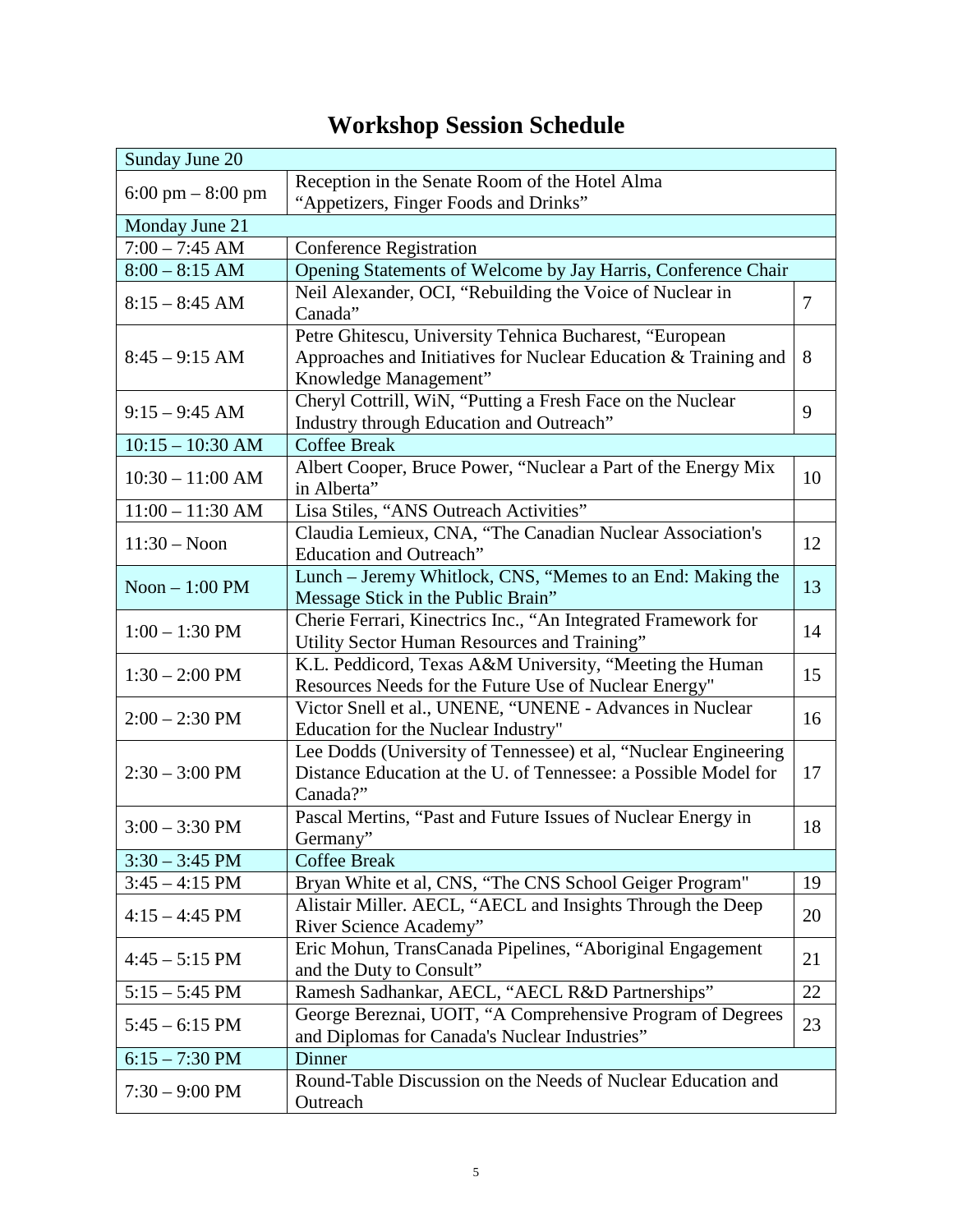# Workshop Session Schedule

| Sunday June 20 | | |
|---|---|---|
| 6:00 pm – 8:00 pm | Reception in the Senate Room of the Hotel Alma "Appetizers, Finger Foods and Drinks" | |
| Monday June 21 | | |
| 7:00 – 7:45 AM | Conference Registration | |
| 8:00 – 8:15 AM | Opening Statements of Welcome by Jay Harris, Conference Chair | |
| 8:15 – 8:45 AM | Neil Alexander, OCI, "Rebuilding the Voice of Nuclear in Canada" | 7 |
| 8:45 – 9:15 AM | Petre Ghitescu, University Tehnica Bucharest, "European Approaches and Initiatives for Nuclear Education & Training and Knowledge Management" | 8 |
| 9:15 – 9:45 AM | Cheryl Cottrill, WiN, "Putting a Fresh Face on the Nuclear Industry through Education and Outreach" | 9 |
| 10:15 – 10:30 AM | Coffee Break | |
| 10:30 – 11:00 AM | Albert Cooper, Bruce Power, "Nuclear a Part of the Energy Mix in Alberta" | 10 |
| 11:00 – 11:30 AM | Lisa Stiles, "ANS Outreach Activities" | |
| 11:30 – Noon | Claudia Lemieux, CNA, "The Canadian Nuclear Association's Education and Outreach" | 12 |
| Noon – 1:00 PM | Lunch – Jeremy Whitlock, CNS, "Memes to an End: Making the Message Stick in the Public Brain" | 13 |
| 1:00 – 1:30 PM | Cherie Ferrari, Kinectrics Inc., "An Integrated Framework for Utility Sector Human Resources and Training" | 14 |
| 1:30 – 2:00 PM | K.L. Peddicord, Texas A&M University, "Meeting the Human Resources Needs for the Future Use of Nuclear Energy" | 15 |
| 2:00 – 2:30 PM | Victor Snell et al., UNENE, "UNENE - Advances in Nuclear Education for the Nuclear Industry" | 16 |
| 2:30 – 3:00 PM | Lee Dodds (University of Tennessee) et al, "Nuclear Engineering Distance Education at the U. of Tennessee: a Possible Model for Canada?" | 17 |
| 3:00 – 3:30 PM | Pascal Mertins, "Past and Future Issues of Nuclear Energy in Germany" | 18 |
| 3:30 – 3:45 PM | Coffee Break | |
| 3:45 – 4:15 PM | Bryan White et al, CNS, "The CNS School Geiger Program" | 19 |
| 4:15 – 4:45 PM | Alistair Miller. AECL, "AECL and Insights Through the Deep River Science Academy" | 20 |
| 4:45 – 5:15 PM | Eric Mohun, TransCanada Pipelines, "Aboriginal Engagement and the Duty to Consult" | 21 |
| 5:15 – 5:45 PM | Ramesh Sadhankar, AECL, "AECL R&D Partnerships" | 22 |
| 5:45 – 6:15 PM | George Bereznai, UOIT, "A Comprehensive Program of Degrees and Diplomas for Canada's Nuclear Industries" | 23 |
| 6:15 – 7:30 PM | Dinner | |
| 7:30 – 9:00 PM | Round-Table Discussion on the Needs of Nuclear Education and Outreach | |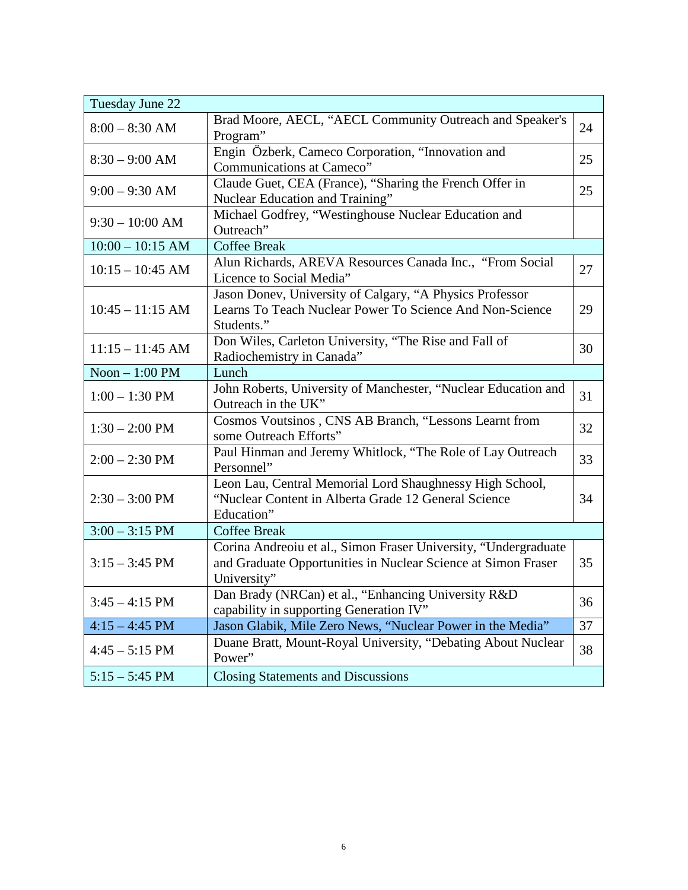| Tuesday June 22 | | |
|---|---|---|
| 8:00 – 8:30 AM | Brad Moore, AECL, "AECL Community Outreach and Speaker's Program" | 24 |
| 8:30 – 9:00 AM | Engin Özberk, Cameco Corporation, "Innovation and Communications at Cameco" | 25 |
| 9:00 – 9:30 AM | Claude Guet, CEA (France), "Sharing the French Offer in Nuclear Education and Training" | 25 |
| 9:30 – 10:00 AM | Michael Godfrey, "Westinghouse Nuclear Education and Outreach" | |
| 10:00 – 10:15 AM | Coffee Break | |
| 10:15 – 10:45 AM | Alun Richards, AREVA Resources Canada Inc., "From Social Licence to Social Media" | 27 |
| 10:45 – 11:15 AM | Jason Donev, University of Calgary, "A Physics Professor Learns To Teach Nuclear Power To Science And Non-Science Students." | 29 |
| 11:15 – 11:45 AM | Don Wiles, Carleton University, "The Rise and Fall of Radiochemistry in Canada" | 30 |
| Noon – 1:00 PM | Lunch | |
| 1:00 – 1:30 PM | John Roberts, University of Manchester, "Nuclear Education and Outreach in the UK" | 31 |
| 1:30 – 2:00 PM | Cosmos Voutsinos , CNS AB Branch, "Lessons Learnt from some Outreach Efforts" | 32 |
| 2:00 – 2:30 PM | Paul Hinman and Jeremy Whitlock, "The Role of Lay Outreach Personnel" | 33 |
| 2:30 – 3:00 PM | Leon Lau, Central Memorial Lord Shaughnessy High School, "Nuclear Content in Alberta Grade 12 General Science Education" | 34 |
| 3:00 – 3:15 PM | Coffee Break | |
| 3:15 – 3:45 PM | Corina Andreoiu et al., Simon Fraser University, "Undergraduate and Graduate Opportunities in Nuclear Science at Simon Fraser University" | 35 |
| 3:45 – 4:15 PM | Dan Brady (NRCan) et al., "Enhancing University R&D capability in supporting Generation IV" | 36 |
| 4:15 – 4:45 PM | Jason Glabik, Mile Zero News, "Nuclear Power in the Media" | 37 |
| 4:45 – 5:15 PM | Duane Bratt, Mount-Royal University, "Debating About Nuclear Power" | 38 |
| 5:15 – 5:45 PM | Closing Statements and Discussions | |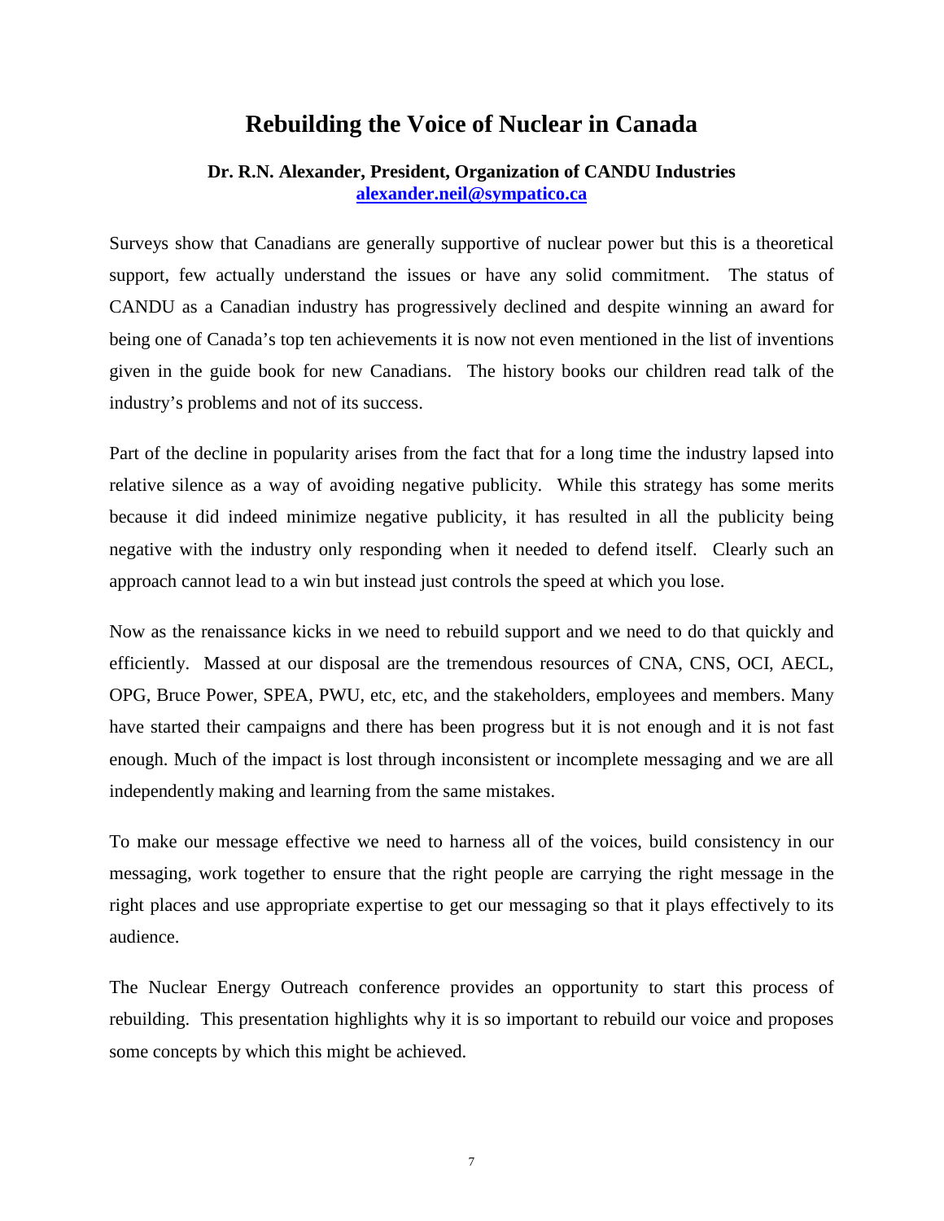# Rebuilding the Voice of Nuclear in Canada

**Dr. R.N. Alexander, President, Organization of CANDU Industries**
**alexander.neil@sympatico.ca**

Surveys show that Canadians are generally supportive of nuclear power but this is a theoretical support, few actually understand the issues or have any solid commitment. The status of CANDU as a Canadian industry has progressively declined and despite winning an award for being one of Canada's top ten achievements it is now not even mentioned in the list of inventions given in the guide book for new Canadians. The history books our children read talk of the industry's problems and not of its success.

Part of the decline in popularity arises from the fact that for a long time the industry lapsed into relative silence as a way of avoiding negative publicity. While this strategy has some merits because it did indeed minimize negative publicity, it has resulted in all the publicity being negative with the industry only responding when it needed to defend itself. Clearly such an approach cannot lead to a win but instead just controls the speed at which you lose.

Now as the renaissance kicks in we need to rebuild support and we need to do that quickly and efficiently. Massed at our disposal are the tremendous resources of CNA, CNS, OCI, AECL, OPG, Bruce Power, SPEA, PWU, etc, etc, and the stakeholders, employees and members. Many have started their campaigns and there has been progress but it is not enough and it is not fast enough. Much of the impact is lost through inconsistent or incomplete messaging and we are all independently making and learning from the same mistakes.

To make our message effective we need to harness all of the voices, build consistency in our messaging, work together to ensure that the right people are carrying the right message in the right places and use appropriate expertise to get our messaging so that it plays effectively to its audience.

The Nuclear Energy Outreach conference provides an opportunity to start this process of rebuilding. This presentation highlights why it is so important to rebuild our voice and proposes some concepts by which this might be achieved.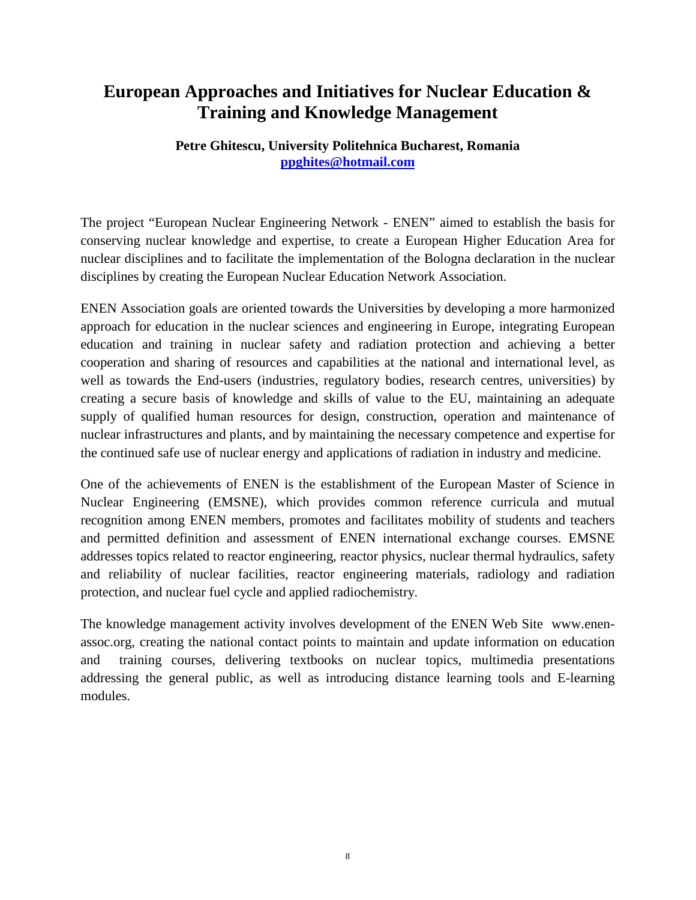# European Approaches and Initiatives for Nuclear Education & Training and Knowledge Management

**Petre Ghitescu, University Politehnica Bucharest, Romania**
**ppghites@hotmail.com**

The project "European Nuclear Engineering Network - ENEN" aimed to establish the basis for conserving nuclear knowledge and expertise, to create a European Higher Education Area for nuclear disciplines and to facilitate the implementation of the Bologna declaration in the nuclear disciplines by creating the European Nuclear Education Network Association.

ENEN Association goals are oriented towards the Universities by developing a more harmonized approach for education in the nuclear sciences and engineering in Europe, integrating European education and training in nuclear safety and radiation protection and achieving a better cooperation and sharing of resources and capabilities at the national and international level, as well as towards the End-users (industries, regulatory bodies, research centres, universities) by creating a secure basis of knowledge and skills of value to the EU, maintaining an adequate supply of qualified human resources for design, construction, operation and maintenance of nuclear infrastructures and plants, and by maintaining the necessary competence and expertise for the continued safe use of nuclear energy and applications of radiation in industry and medicine.

One of the achievements of ENEN is the establishment of the European Master of Science in Nuclear Engineering (EMSNE), which provides common reference curricula and mutual recognition among ENEN members, promotes and facilitates mobility of students and teachers and permitted definition and assessment of ENEN international exchange courses. EMSNE addresses topics related to reactor engineering, reactor physics, nuclear thermal hydraulics, safety and reliability of nuclear facilities, reactor engineering materials, radiology and radiation protection, and nuclear fuel cycle and applied radiochemistry.

The knowledge management activity involves development of the ENEN Web Site www.enen-assoc.org, creating the national contact points to maintain and update information on education and training courses, delivering textbooks on nuclear topics, multimedia presentations addressing the general public, as well as introducing distance learning tools and E-learning modules.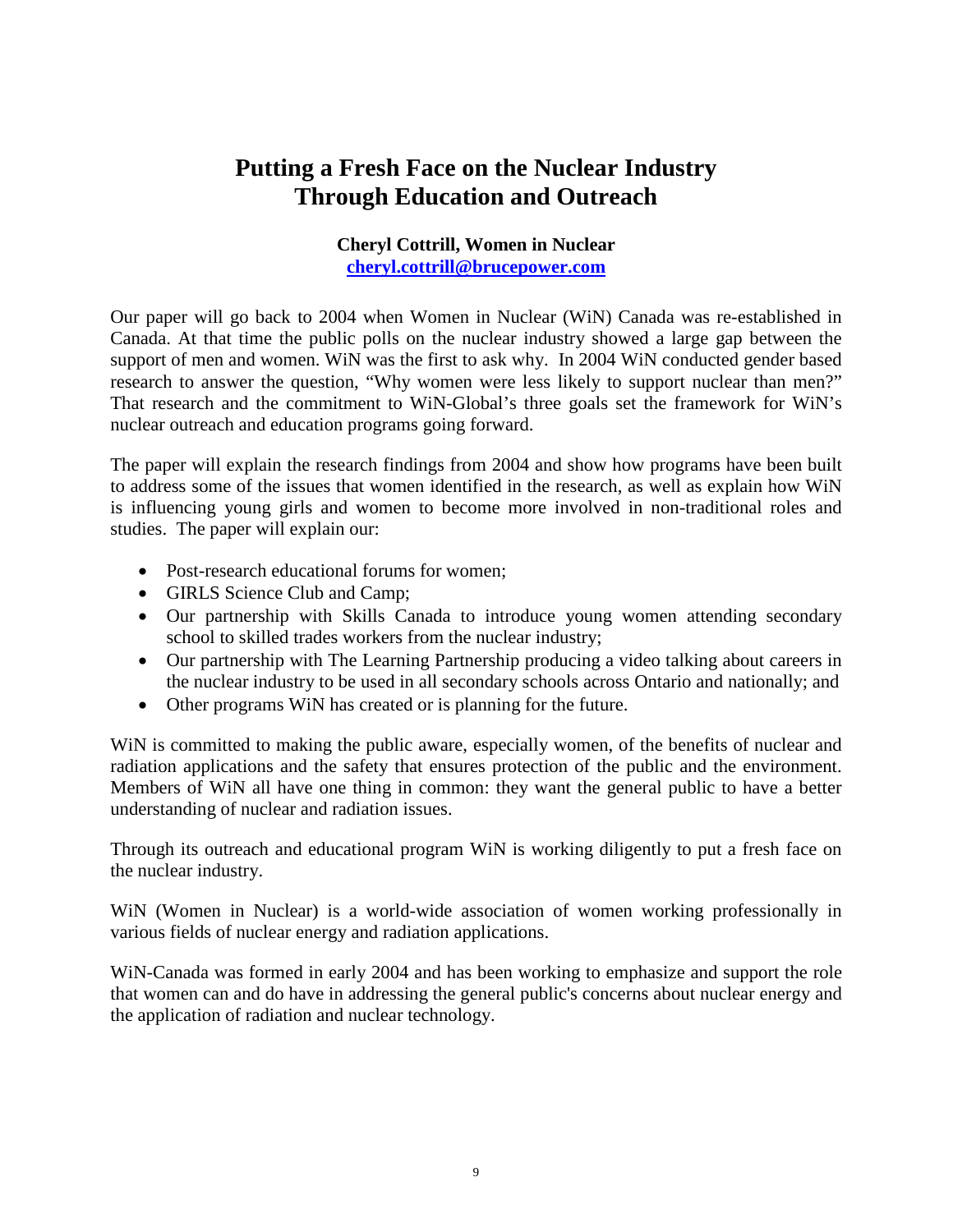# Putting a Fresh Face on the Nuclear Industry Through Education and Outreach

**Cheryl Cottrill, Women in Nuclear**
**cheryl.cottrill@brucepower.com**

Our paper will go back to 2004 when Women in Nuclear (WiN) Canada was re-established in Canada. At that time the public polls on the nuclear industry showed a large gap between the support of men and women. WiN was the first to ask why. In 2004 WiN conducted gender based research to answer the question, "Why women were less likely to support nuclear than men?" That research and the commitment to WiN-Global's three goals set the framework for WiN's nuclear outreach and education programs going forward.

The paper will explain the research findings from 2004 and show how programs have been built to address some of the issues that women identified in the research, as well as explain how WiN is influencing young girls and women to become more involved in non-traditional roles and studies. The paper will explain our:

- Post-research educational forums for women;
- GIRLS Science Club and Camp;
- Our partnership with Skills Canada to introduce young women attending secondary school to skilled trades workers from the nuclear industry;
- Our partnership with The Learning Partnership producing a video talking about careers in the nuclear industry to be used in all secondary schools across Ontario and nationally; and
- Other programs WiN has created or is planning for the future.

WiN is committed to making the public aware, especially women, of the benefits of nuclear and radiation applications and the safety that ensures protection of the public and the environment. Members of WiN all have one thing in common: they want the general public to have a better understanding of nuclear and radiation issues.

Through its outreach and educational program WiN is working diligently to put a fresh face on the nuclear industry.

WiN (Women in Nuclear) is a world-wide association of women working professionally in various fields of nuclear energy and radiation applications.

WiN-Canada was formed in early 2004 and has been working to emphasize and support the role that women can and do have in addressing the general public's concerns about nuclear energy and the application of radiation and nuclear technology.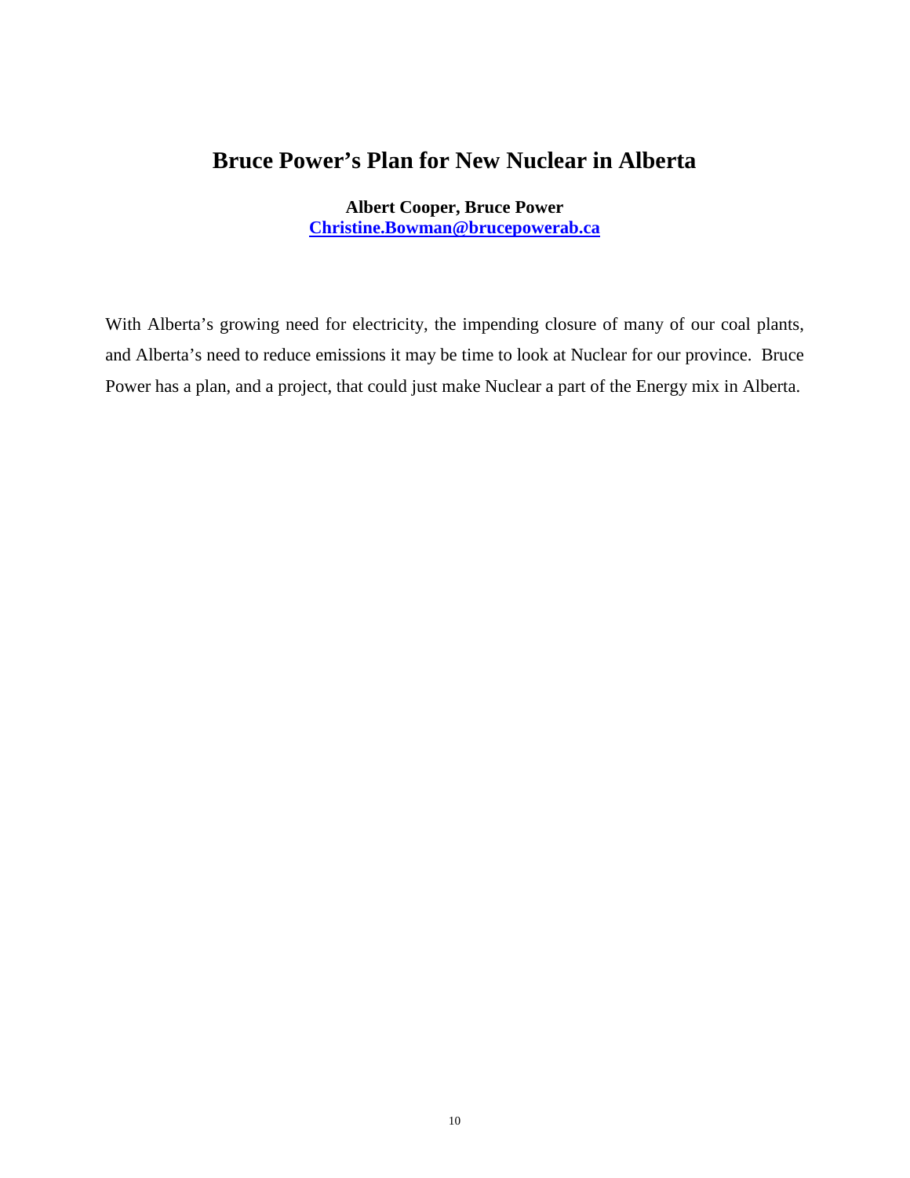# Bruce Power's Plan for New Nuclear in Alberta

**Albert Cooper, Bruce Power**
**Christine.Bowman@brucepowerab.ca**

With Alberta's growing need for electricity, the impending closure of many of our coal plants, and Alberta's need to reduce emissions it may be time to look at Nuclear for our province. Bruce Power has a plan, and a project, that could just make Nuclear a part of the Energy mix in Alberta.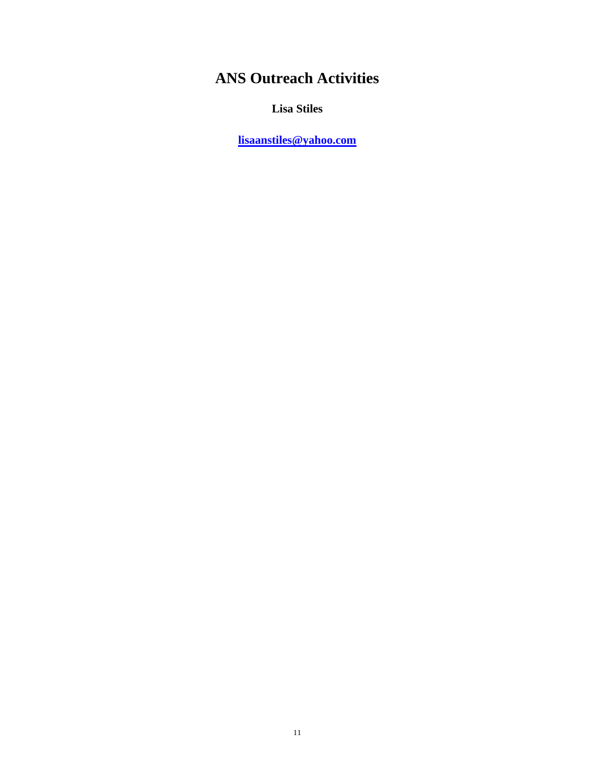# ANS Outreach Activities

**Lisa Stiles**

**[lisaanstiles@yahoo.com](mailto:lisaanstiles@yahoo.com)**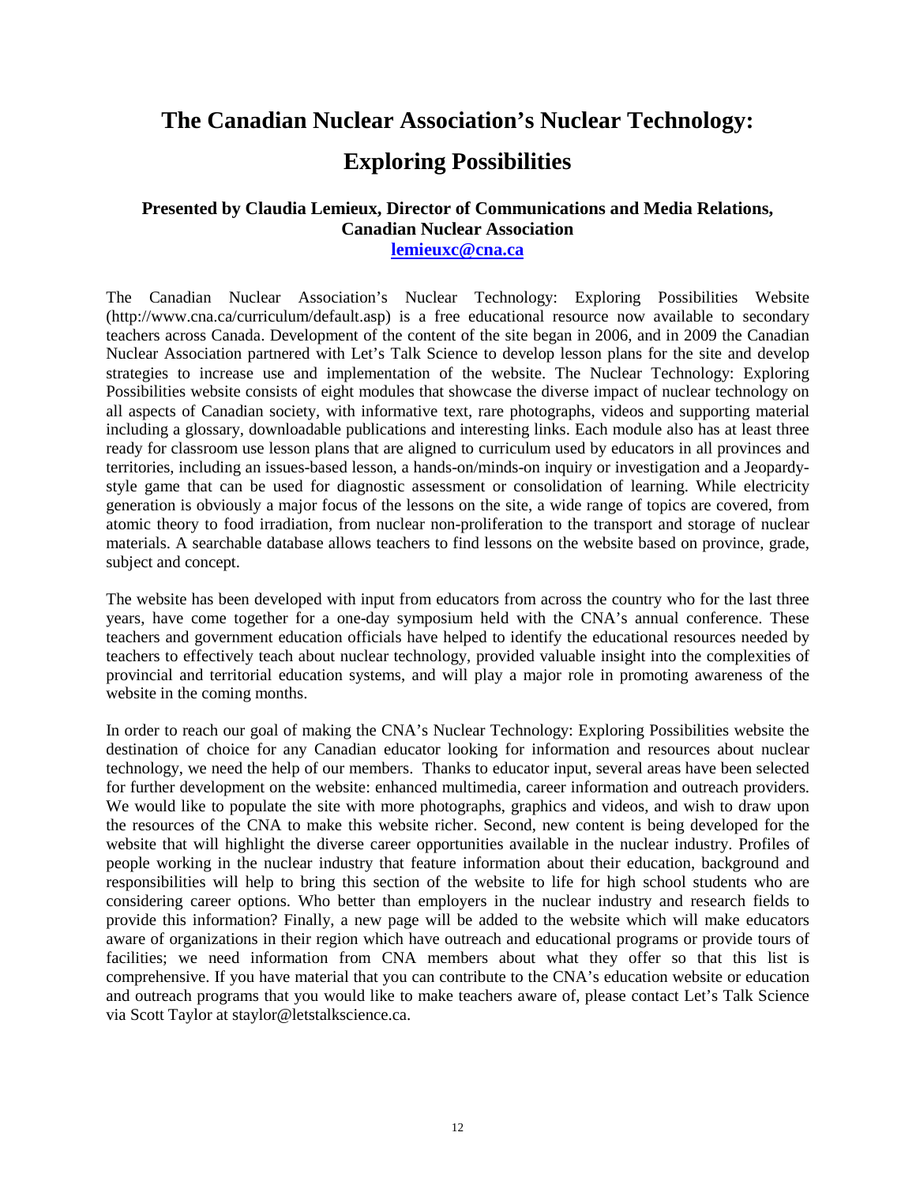# The Canadian Nuclear Association's Nuclear Technology: Exploring Possibilities

**Presented by Claudia Lemieux, Director of Communications and Media Relations, Canadian Nuclear Association**
**lemieuxc@cna.ca**

The Canadian Nuclear Association's Nuclear Technology: Exploring Possibilities Website (http://www.cna.ca/curriculum/default.asp) is a free educational resource now available to secondary teachers across Canada. Development of the content of the site began in 2006, and in 2009 the Canadian Nuclear Association partnered with Let's Talk Science to develop lesson plans for the site and develop strategies to increase use and implementation of the website. The Nuclear Technology: Exploring Possibilities website consists of eight modules that showcase the diverse impact of nuclear technology on all aspects of Canadian society, with informative text, rare photographs, videos and supporting material including a glossary, downloadable publications and interesting links. Each module also has at least three ready for classroom use lesson plans that are aligned to curriculum used by educators in all provinces and territories, including an issues-based lesson, a hands-on/minds-on inquiry or investigation and a Jeopardy-style game that can be used for diagnostic assessment or consolidation of learning. While electricity generation is obviously a major focus of the lessons on the site, a wide range of topics are covered, from atomic theory to food irradiation, from nuclear non-proliferation to the transport and storage of nuclear materials. A searchable database allows teachers to find lessons on the website based on province, grade, subject and concept.

The website has been developed with input from educators from across the country who for the last three years, have come together for a one-day symposium held with the CNA's annual conference. These teachers and government education officials have helped to identify the educational resources needed by teachers to effectively teach about nuclear technology, provided valuable insight into the complexities of provincial and territorial education systems, and will play a major role in promoting awareness of the website in the coming months.

In order to reach our goal of making the CNA's Nuclear Technology: Exploring Possibilities website the destination of choice for any Canadian educator looking for information and resources about nuclear technology, we need the help of our members. Thanks to educator input, several areas have been selected for further development on the website: enhanced multimedia, career information and outreach providers. We would like to populate the site with more photographs, graphics and videos, and wish to draw upon the resources of the CNA to make this website richer. Second, new content is being developed for the website that will highlight the diverse career opportunities available in the nuclear industry. Profiles of people working in the nuclear industry that feature information about their education, background and responsibilities will help to bring this section of the website to life for high school students who are considering career options. Who better than employers in the nuclear industry and research fields to provide this information? Finally, a new page will be added to the website which will make educators aware of organizations in their region which have outreach and educational programs or provide tours of facilities; we need information from CNA members about what they offer so that this list is comprehensive. If you have material that you can contribute to the CNA's education website or education and outreach programs that you would like to make teachers aware of, please contact Let's Talk Science via Scott Taylor at staylor@letstalkscience.ca.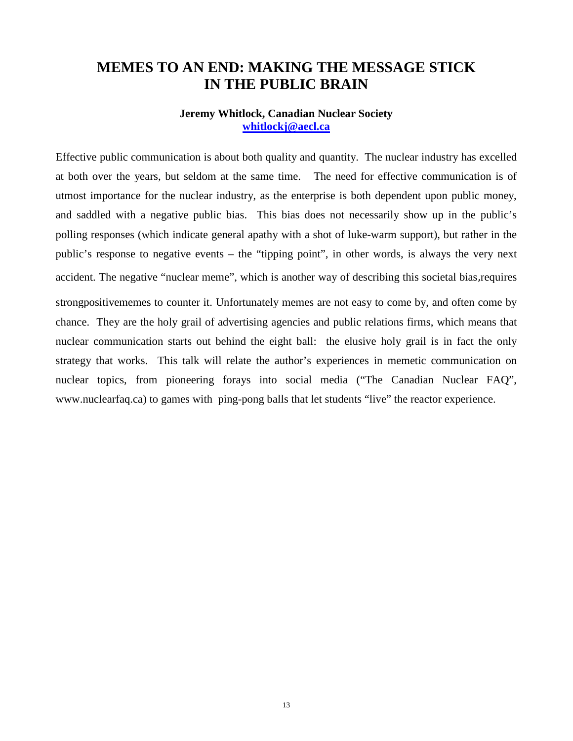# MEMES TO AN END: MAKING THE MESSAGE STICK IN THE PUBLIC BRAIN

**Jeremy Whitlock, Canadian Nuclear Society**
**whitlockj@aecl.ca**

Effective public communication is about both quality and quantity. The nuclear industry has excelled at both over the years, but seldom at the same time. The need for effective communication is of utmost importance for the nuclear industry, as the enterprise is both dependent upon public money, and saddled with a negative public bias. This bias does not necessarily show up in the public's polling responses (which indicate general apathy with a shot of luke-warm support), but rather in the public's response to negative events – the "tipping point", in other words, is always the very next accident. The negative "nuclear meme", which is another way of describing this societal bias,requires strongpositivememes to counter it. Unfortunately memes are not easy to come by, and often come by chance. They are the holy grail of advertising agencies and public relations firms, which means that nuclear communication starts out behind the eight ball: the elusive holy grail is in fact the only strategy that works. This talk will relate the author's experiences in memetic communication on nuclear topics, from pioneering forays into social media ("The Canadian Nuclear FAQ", www.nuclearfaq.ca) to games with ping-pong balls that let students "live" the reactor experience.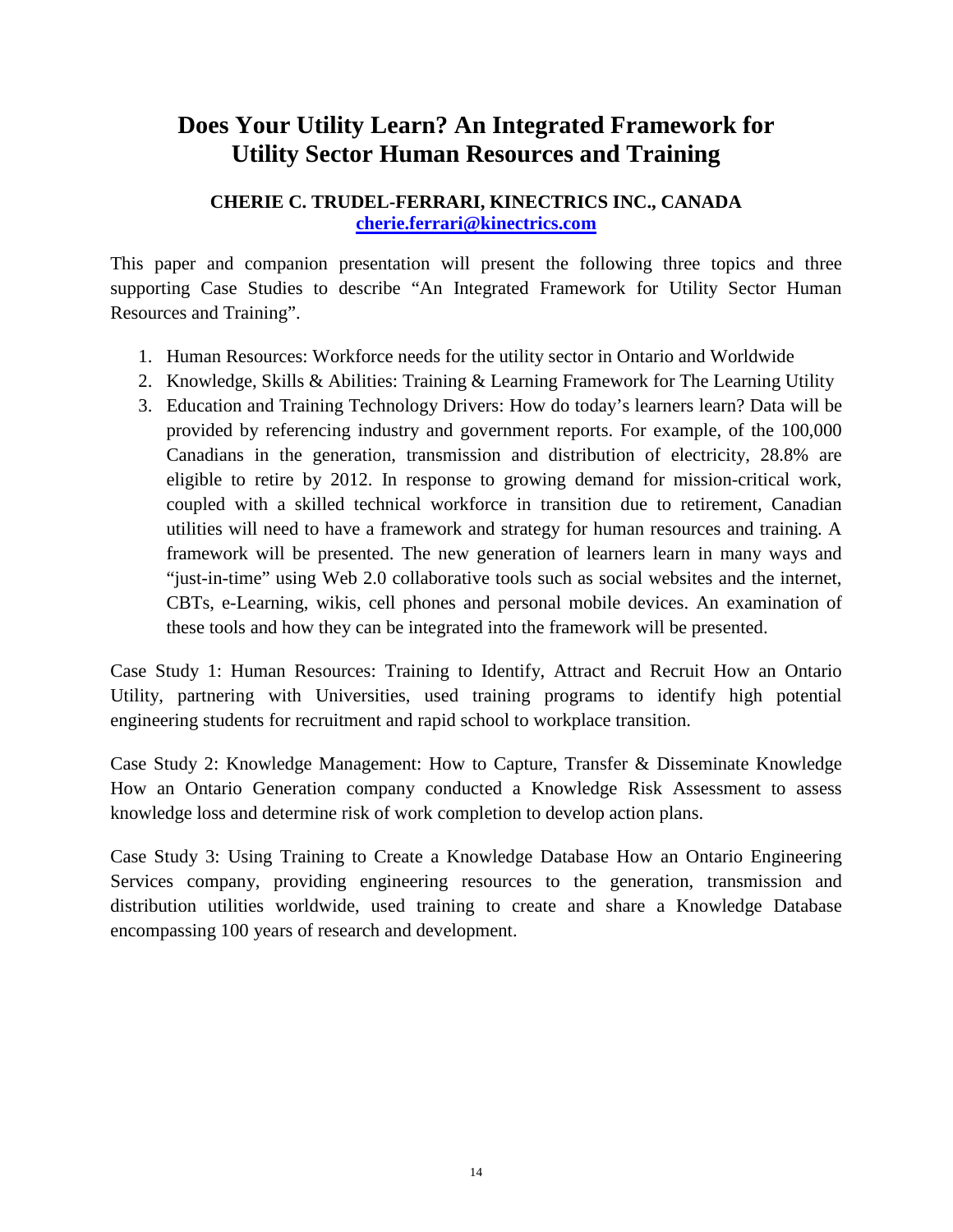# Does Your Utility Learn? An Integrated Framework for Utility Sector Human Resources and Training

**CHERIE C. TRUDEL-FERRARI, KINECTRICS INC., CANADA**
**cherie.ferrari@kinectrics.com**

This paper and companion presentation will present the following three topics and three supporting Case Studies to describe "An Integrated Framework for Utility Sector Human Resources and Training".

1. Human Resources: Workforce needs for the utility sector in Ontario and Worldwide
2. Knowledge, Skills & Abilities: Training & Learning Framework for The Learning Utility
3. Education and Training Technology Drivers: How do today's learners learn? Data will be provided by referencing industry and government reports. For example, of the 100,000 Canadians in the generation, transmission and distribution of electricity, 28.8% are eligible to retire by 2012. In response to growing demand for mission-critical work, coupled with a skilled technical workforce in transition due to retirement, Canadian utilities will need to have a framework and strategy for human resources and training. A framework will be presented. The new generation of learners learn in many ways and "just-in-time" using Web 2.0 collaborative tools such as social websites and the internet, CBTs, e-Learning, wikis, cell phones and personal mobile devices. An examination of these tools and how they can be integrated into the framework will be presented.

Case Study 1: Human Resources: Training to Identify, Attract and Recruit How an Ontario Utility, partnering with Universities, used training programs to identify high potential engineering students for recruitment and rapid school to workplace transition.

Case Study 2: Knowledge Management: How to Capture, Transfer & Disseminate Knowledge How an Ontario Generation company conducted a Knowledge Risk Assessment to assess knowledge loss and determine risk of work completion to develop action plans.

Case Study 3: Using Training to Create a Knowledge Database How an Ontario Engineering Services company, providing engineering resources to the generation, transmission and distribution utilities worldwide, used training to create and share a Knowledge Database encompassing 100 years of research and development.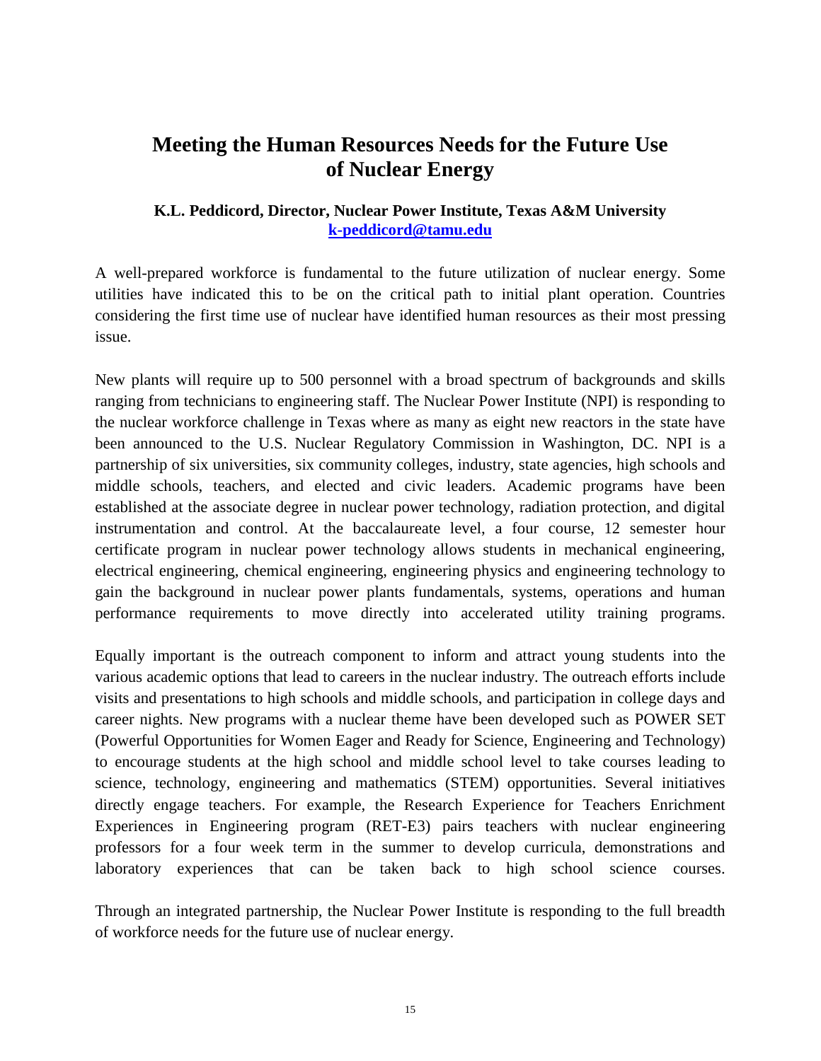# Meeting the Human Resources Needs for the Future Use of Nuclear Energy

**K.L. Peddicord, Director, Nuclear Power Institute, Texas A&M University**
**k-peddicord@tamu.edu**

A well-prepared workforce is fundamental to the future utilization of nuclear energy. Some utilities have indicated this to be on the critical path to initial plant operation. Countries considering the first time use of nuclear have identified human resources as their most pressing issue.

New plants will require up to 500 personnel with a broad spectrum of backgrounds and skills ranging from technicians to engineering staff. The Nuclear Power Institute (NPI) is responding to the nuclear workforce challenge in Texas where as many as eight new reactors in the state have been announced to the U.S. Nuclear Regulatory Commission in Washington, DC. NPI is a partnership of six universities, six community colleges, industry, state agencies, high schools and middle schools, teachers, and elected and civic leaders. Academic programs have been established at the associate degree in nuclear power technology, radiation protection, and digital instrumentation and control. At the baccalaureate level, a four course, 12 semester hour certificate program in nuclear power technology allows students in mechanical engineering, electrical engineering, chemical engineering, engineering physics and engineering technology to gain the background in nuclear power plants fundamentals, systems, operations and human performance requirements to move directly into accelerated utility training programs.

Equally important is the outreach component to inform and attract young students into the various academic options that lead to careers in the nuclear industry. The outreach efforts include visits and presentations to high schools and middle schools, and participation in college days and career nights. New programs with a nuclear theme have been developed such as POWER SET (Powerful Opportunities for Women Eager and Ready for Science, Engineering and Technology) to encourage students at the high school and middle school level to take courses leading to science, technology, engineering and mathematics (STEM) opportunities. Several initiatives directly engage teachers. For example, the Research Experience for Teachers Enrichment Experiences in Engineering program (RET-E3) pairs teachers with nuclear engineering professors for a four week term in the summer to develop curricula, demonstrations and laboratory experiences that can be taken back to high school science courses.

Through an integrated partnership, the Nuclear Power Institute is responding to the full breadth of workforce needs for the future use of nuclear energy.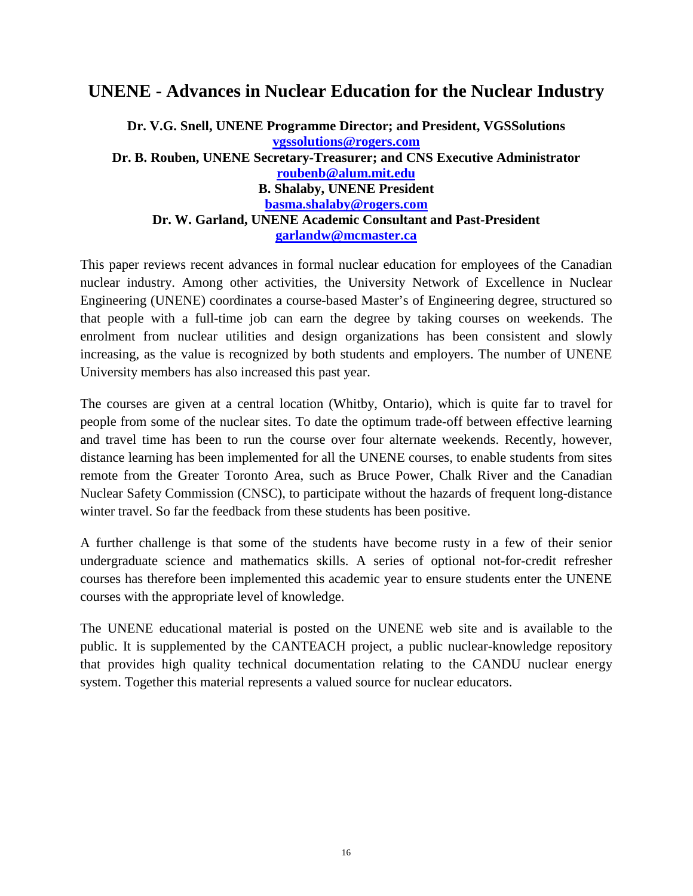## UNENE - Advances in Nuclear Education for the Nuclear Industry

**Dr. V.G. Snell, UNENE Programme Director; and President, VGSSolutions**
**vgssolutions@rogers.com**
**Dr. B. Rouben, UNENE Secretary-Treasurer; and CNS Executive Administrator**
**roubenb@alum.mit.edu**
**B. Shalaby, UNENE President**
**basma.shalaby@rogers.com**
**Dr. W. Garland, UNENE Academic Consultant and Past-President**
**garlandw@mcmaster.ca**

This paper reviews recent advances in formal nuclear education for employees of the Canadian nuclear industry. Among other activities, the University Network of Excellence in Nuclear Engineering (UNENE) coordinates a course-based Master's of Engineering degree, structured so that people with a full-time job can earn the degree by taking courses on weekends. The enrolment from nuclear utilities and design organizations has been consistent and slowly increasing, as the value is recognized by both students and employers. The number of UNENE University members has also increased this past year.

The courses are given at a central location (Whitby, Ontario), which is quite far to travel for people from some of the nuclear sites. To date the optimum trade-off between effective learning and travel time has been to run the course over four alternate weekends. Recently, however, distance learning has been implemented for all the UNENE courses, to enable students from sites remote from the Greater Toronto Area, such as Bruce Power, Chalk River and the Canadian Nuclear Safety Commission (CNSC), to participate without the hazards of frequent long-distance winter travel. So far the feedback from these students has been positive.

A further challenge is that some of the students have become rusty in a few of their senior undergraduate science and mathematics skills. A series of optional not-for-credit refresher courses has therefore been implemented this academic year to ensure students enter the UNENE courses with the appropriate level of knowledge.

The UNENE educational material is posted on the UNENE web site and is available to the public. It is supplemented by the CANTEACH project, a public nuclear-knowledge repository that provides high quality technical documentation relating to the CANDU nuclear energy system. Together this material represents a valued source for nuclear educators.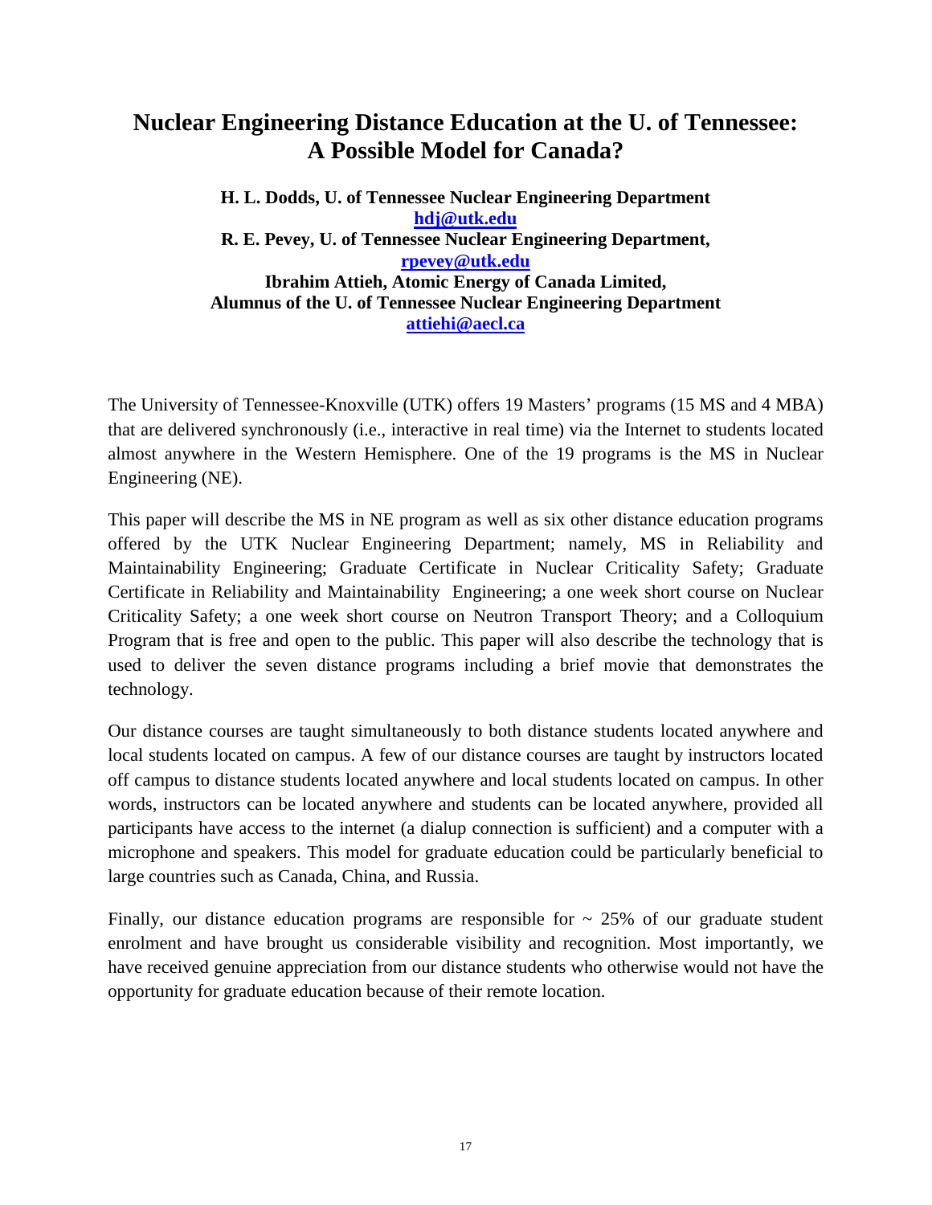# Nuclear Engineering Distance Education at the U. of Tennessee: A Possible Model for Canada?

**H. L. Dodds, U. of Tennessee Nuclear Engineering Department**
**hdj@utk.edu**
**R. E. Pevey, U. of Tennessee Nuclear Engineering Department,**
**rpevey@utk.edu**
**Ibrahim Attieh, Atomic Energy of Canada Limited,**
**Alumnus of the U. of Tennessee Nuclear Engineering Department**
**attiehi@aecl.ca**

The University of Tennessee-Knoxville (UTK) offers 19 Masters' programs (15 MS and 4 MBA) that are delivered synchronously (i.e., interactive in real time) via the Internet to students located almost anywhere in the Western Hemisphere. One of the 19 programs is the MS in Nuclear Engineering (NE).

This paper will describe the MS in NE program as well as six other distance education programs offered by the UTK Nuclear Engineering Department; namely, MS in Reliability and Maintainability Engineering; Graduate Certificate in Nuclear Criticality Safety; Graduate Certificate in Reliability and Maintainability Engineering; a one week short course on Nuclear Criticality Safety; a one week short course on Neutron Transport Theory; and a Colloquium Program that is free and open to the public. This paper will also describe the technology that is used to deliver the seven distance programs including a brief movie that demonstrates the technology.

Our distance courses are taught simultaneously to both distance students located anywhere and local students located on campus. A few of our distance courses are taught by instructors located off campus to distance students located anywhere and local students located on campus. In other words, instructors can be located anywhere and students can be located anywhere, provided all participants have access to the internet (a dialup connection is sufficient) and a computer with a microphone and speakers. This model for graduate education could be particularly beneficial to large countries such as Canada, China, and Russia.

Finally, our distance education programs are responsible for ~ 25% of our graduate student enrolment and have brought us considerable visibility and recognition. Most importantly, we have received genuine appreciation from our distance students who otherwise would not have the opportunity for graduate education because of their remote location.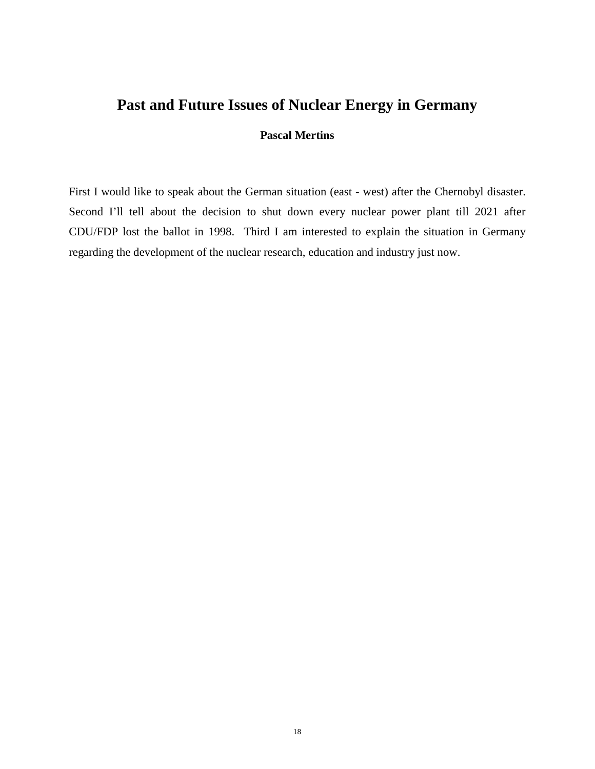# Past and Future Issues of Nuclear Energy in Germany

**Pascal Mertins**

First I would like to speak about the German situation (east - west) after the Chernobyl disaster. Second I'll tell about the decision to shut down every nuclear power plant till 2021 after CDU/FDP lost the ballot in 1998. Third I am interested to explain the situation in Germany regarding the development of the nuclear research, education and industry just now.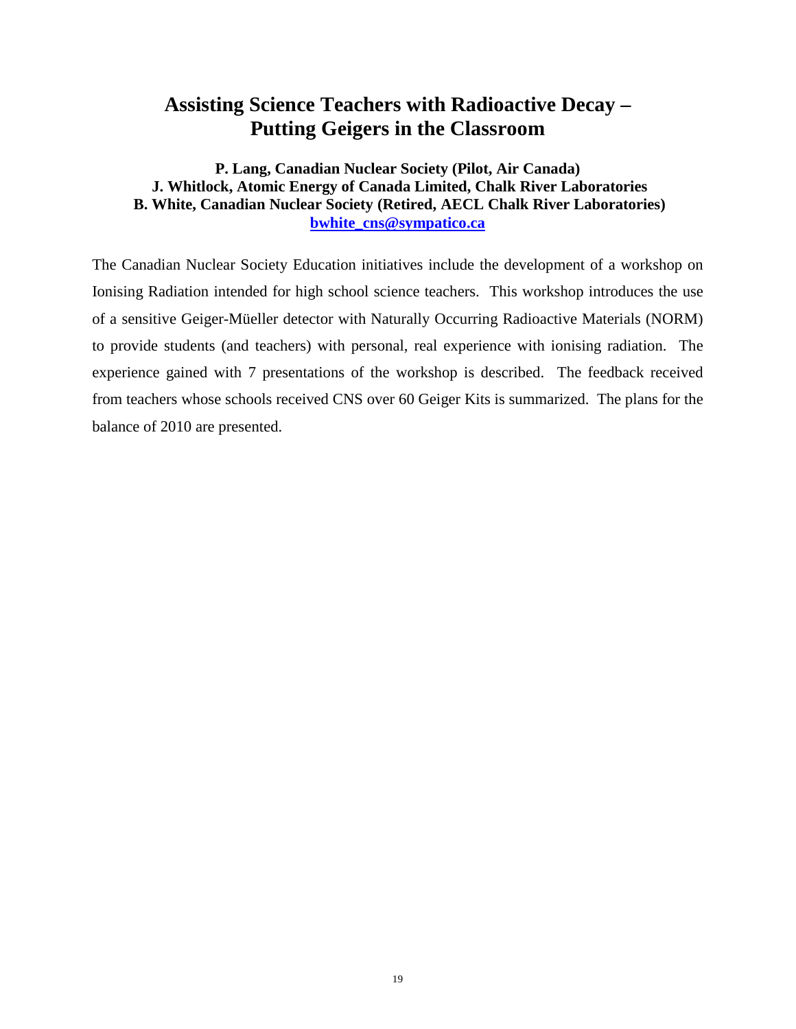# Assisting Science Teachers with Radioactive Decay – Putting Geigers in the Classroom

**P. Lang, Canadian Nuclear Society (Pilot, Air Canada)**
**J. Whitlock, Atomic Energy of Canada Limited, Chalk River Laboratories**
**B. White, Canadian Nuclear Society (Retired, AECL Chalk River Laboratories)**
**bwhite_cns@sympatico.ca**

The Canadian Nuclear Society Education initiatives include the development of a workshop on Ionising Radiation intended for high school science teachers. This workshop introduces the use of a sensitive Geiger-Müeller detector with Naturally Occurring Radioactive Materials (NORM) to provide students (and teachers) with personal, real experience with ionising radiation. The experience gained with 7 presentations of the workshop is described. The feedback received from teachers whose schools received CNS over 60 Geiger Kits is summarized. The plans for the balance of 2010 are presented.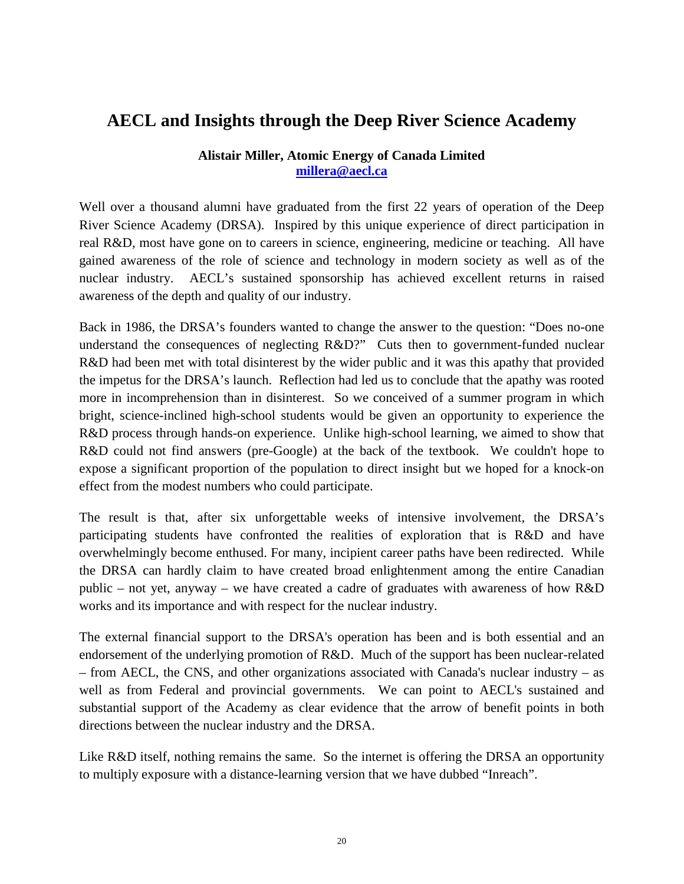# AECL and Insights through the Deep River Science Academy

**Alistair Miller, Atomic Energy of Canada Limited**
**millera@aecl.ca**

Well over a thousand alumni have graduated from the first 22 years of operation of the Deep River Science Academy (DRSA). Inspired by this unique experience of direct participation in real R&D, most have gone on to careers in science, engineering, medicine or teaching. All have gained awareness of the role of science and technology in modern society as well as of the nuclear industry. AECL's sustained sponsorship has achieved excellent returns in raised awareness of the depth and quality of our industry.

Back in 1986, the DRSA's founders wanted to change the answer to the question: "Does no-one understand the consequences of neglecting R&D?" Cuts then to government-funded nuclear R&D had been met with total disinterest by the wider public and it was this apathy that provided the impetus for the DRSA's launch. Reflection had led us to conclude that the apathy was rooted more in incomprehension than in disinterest. So we conceived of a summer program in which bright, science-inclined high-school students would be given an opportunity to experience the R&D process through hands-on experience. Unlike high-school learning, we aimed to show that R&D could not find answers (pre-Google) at the back of the textbook. We couldn't hope to expose a significant proportion of the population to direct insight but we hoped for a knock-on effect from the modest numbers who could participate.

The result is that, after six unforgettable weeks of intensive involvement, the DRSA's participating students have confronted the realities of exploration that is R&D and have overwhelmingly become enthused. For many, incipient career paths have been redirected. While the DRSA can hardly claim to have created broad enlightenment among the entire Canadian public – not yet, anyway – we have created a cadre of graduates with awareness of how R&D works and its importance and with respect for the nuclear industry.

The external financial support to the DRSA's operation has been and is both essential and an endorsement of the underlying promotion of R&D. Much of the support has been nuclear-related – from AECL, the CNS, and other organizations associated with Canada's nuclear industry – as well as from Federal and provincial governments. We can point to AECL's sustained and substantial support of the Academy as clear evidence that the arrow of benefit points in both directions between the nuclear industry and the DRSA.

Like R&D itself, nothing remains the same. So the internet is offering the DRSA an opportunity to multiply exposure with a distance-learning version that we have dubbed "Inreach".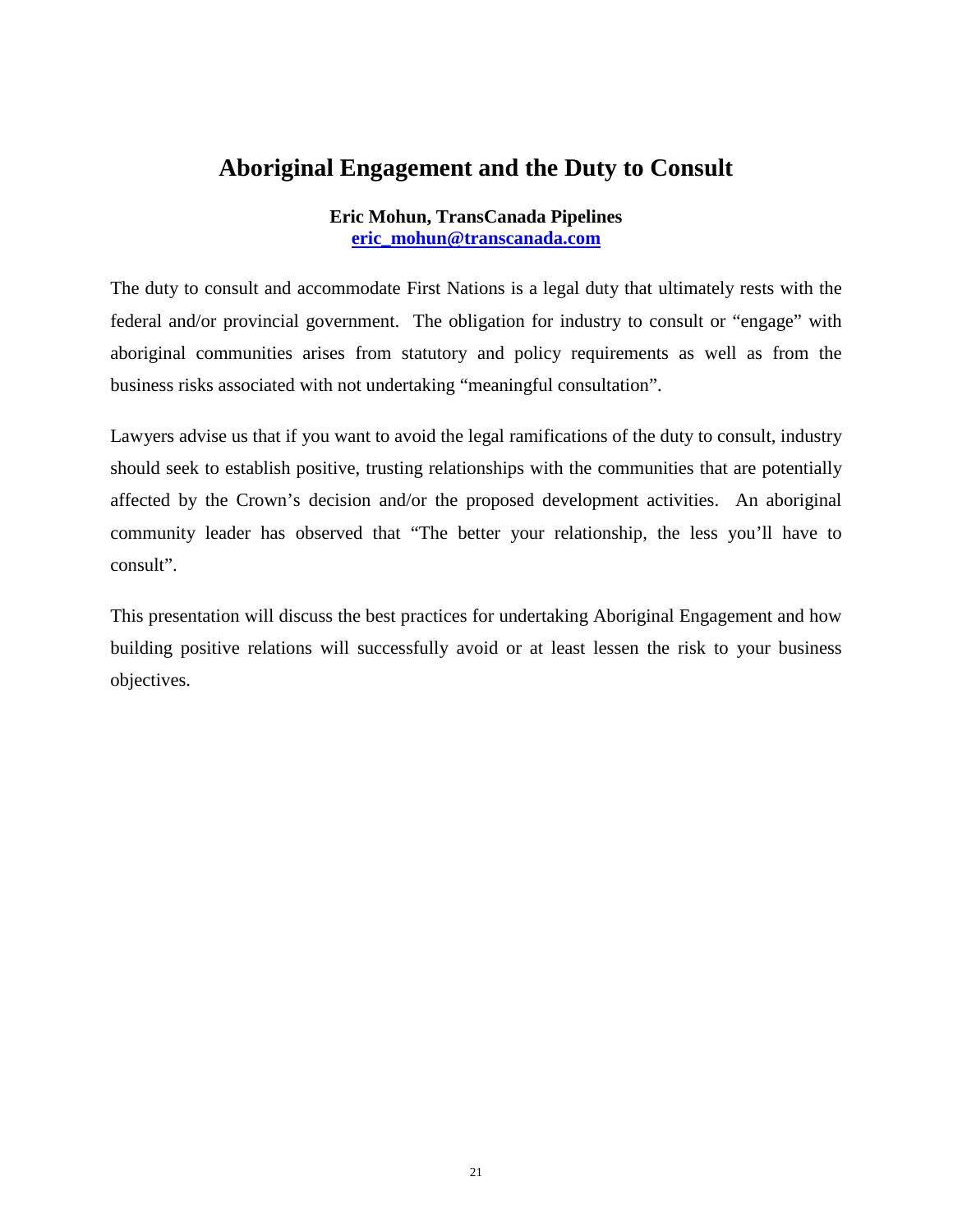# Aboriginal Engagement and the Duty to Consult

**Eric Mohun, TransCanada Pipelines**
**eric_mohun@transcanada.com**

The duty to consult and accommodate First Nations is a legal duty that ultimately rests with the federal and/or provincial government. The obligation for industry to consult or "engage" with aboriginal communities arises from statutory and policy requirements as well as from the business risks associated with not undertaking "meaningful consultation".

Lawyers advise us that if you want to avoid the legal ramifications of the duty to consult, industry should seek to establish positive, trusting relationships with the communities that are potentially affected by the Crown's decision and/or the proposed development activities. An aboriginal community leader has observed that "The better your relationship, the less you'll have to consult".

This presentation will discuss the best practices for undertaking Aboriginal Engagement and how building positive relations will successfully avoid or at least lessen the risk to your business objectives.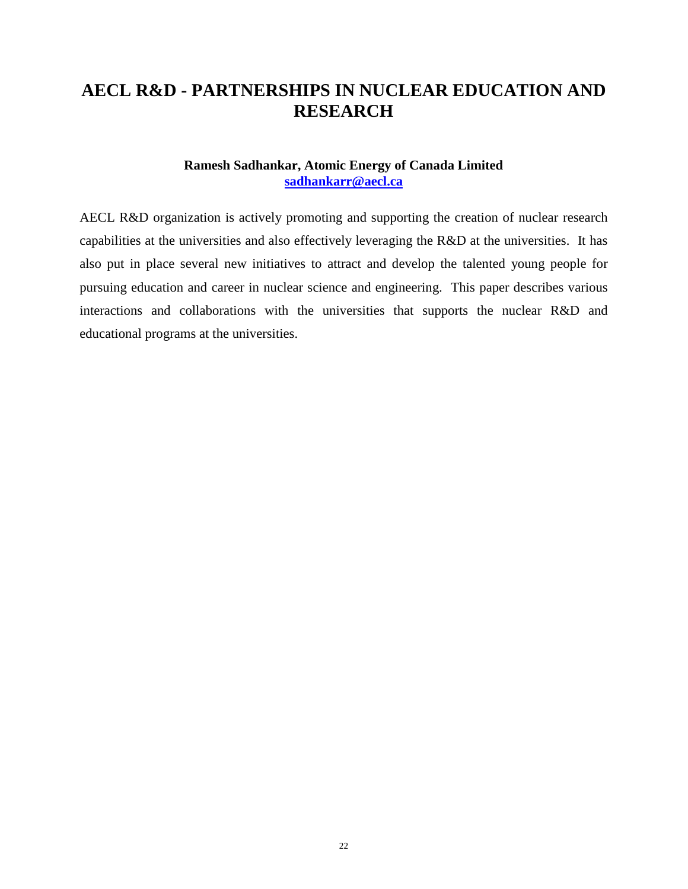# AECL R&D - PARTNERSHIPS IN NUCLEAR EDUCATION AND RESEARCH

**Ramesh Sadhankar, Atomic Energy of Canada Limited**
**sadhankarr@aecl.ca**

AECL R&D organization is actively promoting and supporting the creation of nuclear research capabilities at the universities and also effectively leveraging the R&D at the universities. It has also put in place several new initiatives to attract and develop the talented young people for pursuing education and career in nuclear science and engineering. This paper describes various interactions and collaborations with the universities that supports the nuclear R&D and educational programs at the universities.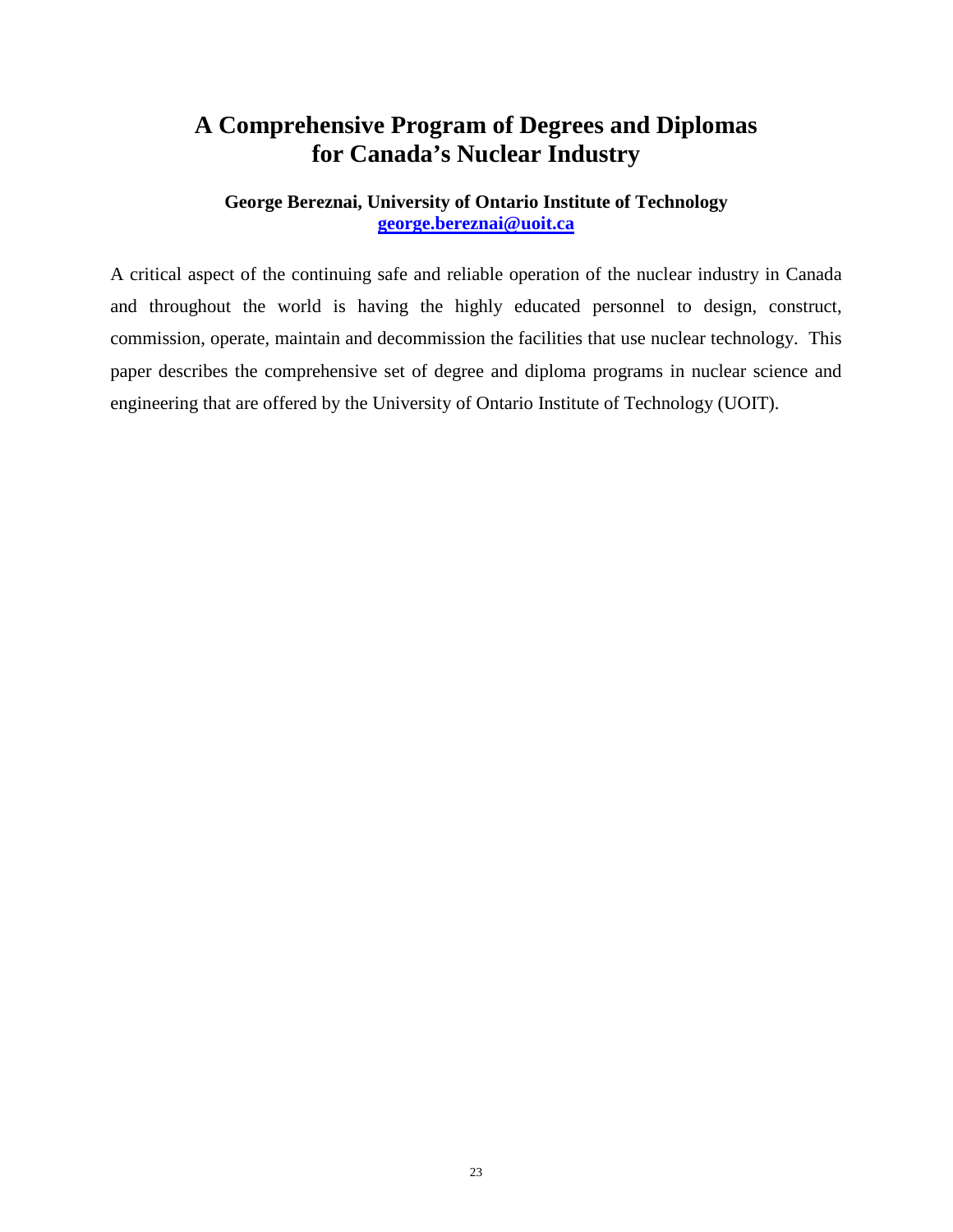# A Comprehensive Program of Degrees and Diplomas for Canada's Nuclear Industry

**George Bereznai, University of Ontario Institute of Technology**
**george.bereznai@uoit.ca**

A critical aspect of the continuing safe and reliable operation of the nuclear industry in Canada and throughout the world is having the highly educated personnel to design, construct, commission, operate, maintain and decommission the facilities that use nuclear technology. This paper describes the comprehensive set of degree and diploma programs in nuclear science and engineering that are offered by the University of Ontario Institute of Technology (UOIT).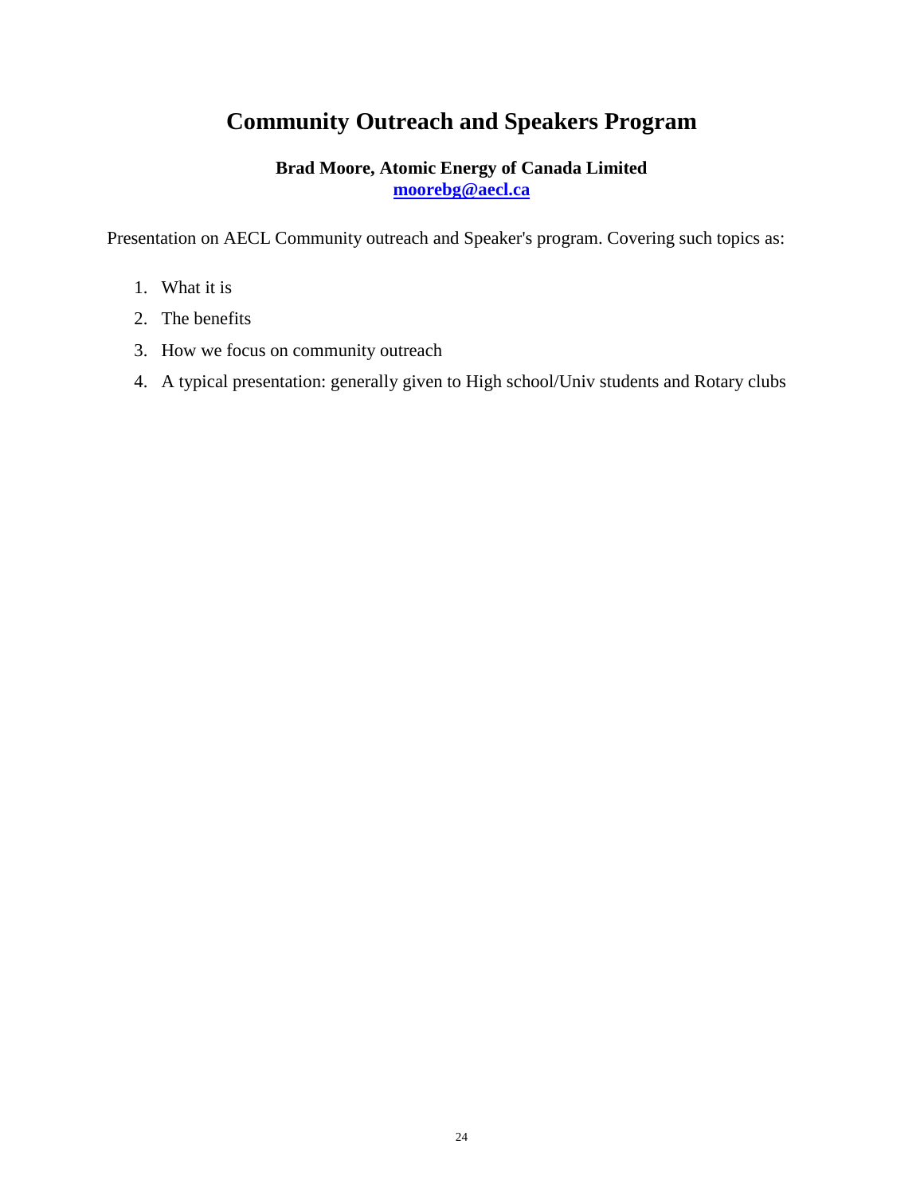# Community Outreach and Speakers Program

**Brad Moore, Atomic Energy of Canada Limited**
**moorebg@aecl.ca**

Presentation on AECL Community outreach and Speaker's program. Covering such topics as:

1. What it is
2. The benefits
3. How we focus on community outreach
4. A typical presentation: generally given to High school/Univ students and Rotary clubs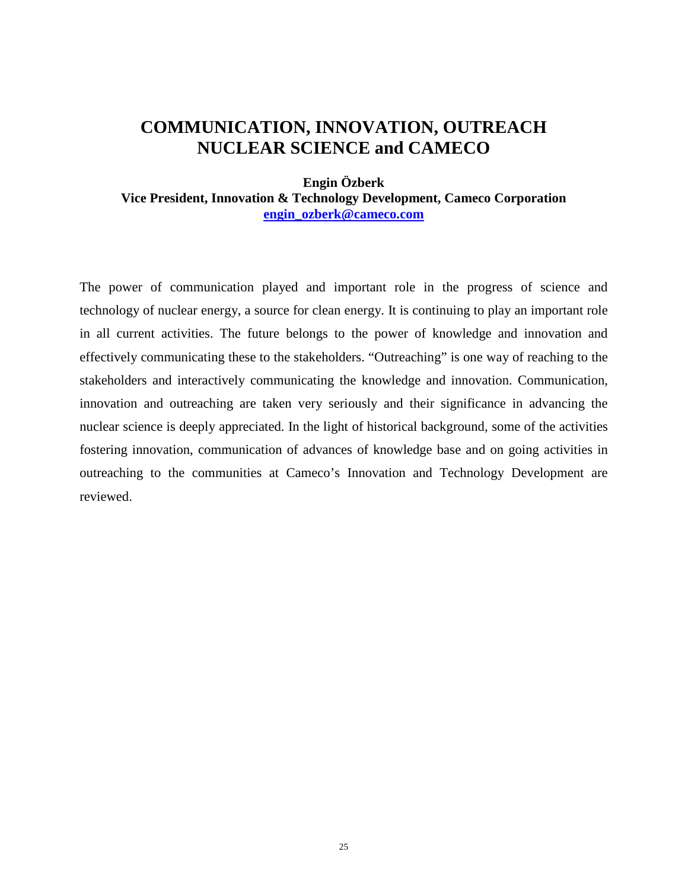# COMMUNICATION, INNOVATION, OUTREACH NUCLEAR SCIENCE and CAMECO

**Engin Özberk**
**Vice President, Innovation & Technology Development, Cameco Corporation**
**engin_ozberk@cameco.com**

The power of communication played and important role in the progress of science and technology of nuclear energy, a source for clean energy. It is continuing to play an important role in all current activities. The future belongs to the power of knowledge and innovation and effectively communicating these to the stakeholders. "Outreaching" is one way of reaching to the stakeholders and interactively communicating the knowledge and innovation. Communication, innovation and outreaching are taken very seriously and their significance in advancing the nuclear science is deeply appreciated. In the light of historical background, some of the activities fostering innovation, communication of advances of knowledge base and on going activities in outreaching to the communities at Cameco's Innovation and Technology Development are reviewed.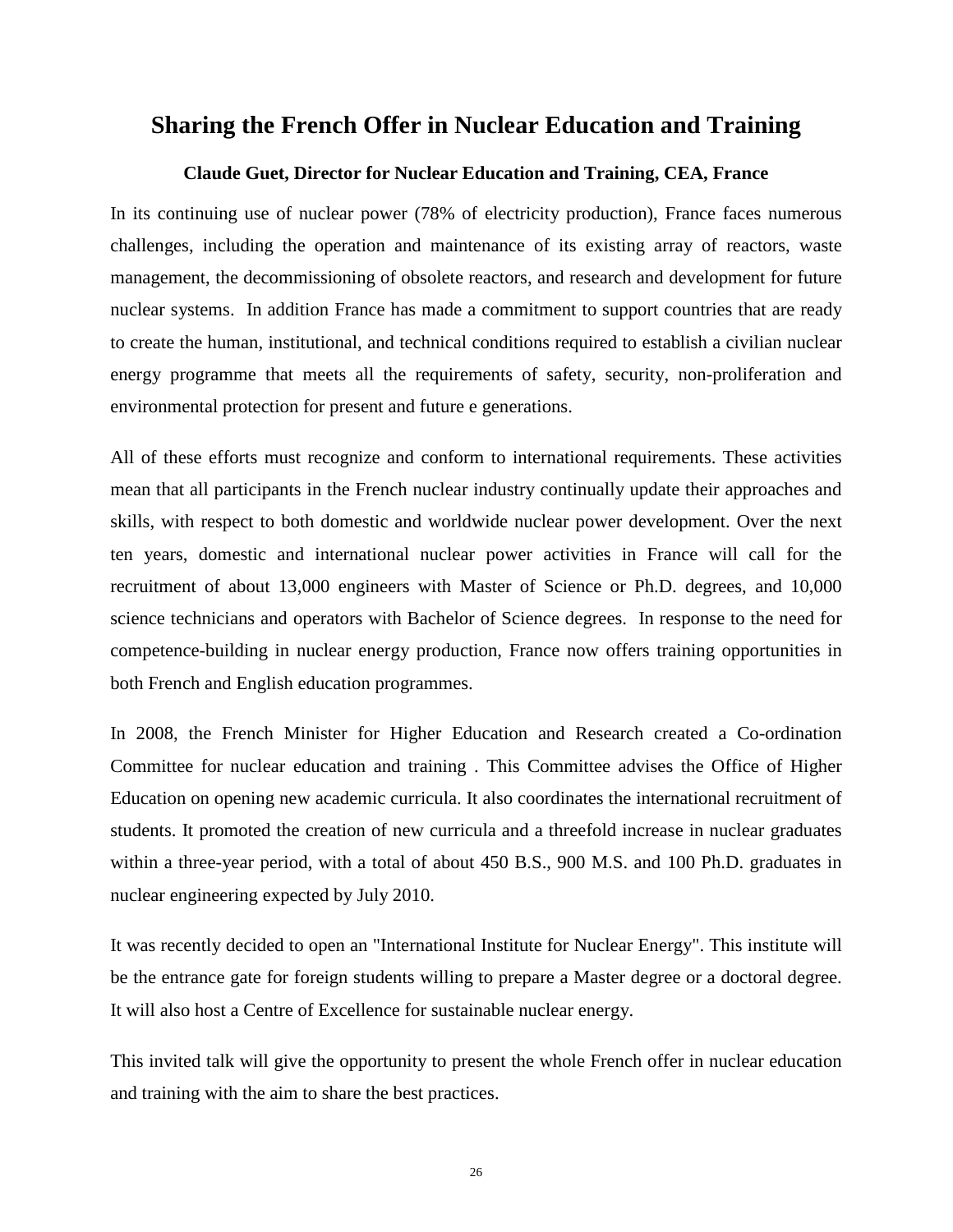## Sharing the French Offer in Nuclear Education and Training

**Claude Guet, Director for Nuclear Education and Training, CEA, France**

In its continuing use of nuclear power (78% of electricity production), France faces numerous challenges, including the operation and maintenance of its existing array of reactors, waste management, the decommissioning of obsolete reactors, and research and development for future nuclear systems. In addition France has made a commitment to support countries that are ready to create the human, institutional, and technical conditions required to establish a civilian nuclear energy programme that meets all the requirements of safety, security, non-proliferation and environmental protection for present and future e generations.

All of these efforts must recognize and conform to international requirements. These activities mean that all participants in the French nuclear industry continually update their approaches and skills, with respect to both domestic and worldwide nuclear power development. Over the next ten years, domestic and international nuclear power activities in France will call for the recruitment of about 13,000 engineers with Master of Science or Ph.D. degrees, and 10,000 science technicians and operators with Bachelor of Science degrees. In response to the need for competence-building in nuclear energy production, France now offers training opportunities in both French and English education programmes.

In 2008, the French Minister for Higher Education and Research created a Co-ordination Committee for nuclear education and training . This Committee advises the Office of Higher Education on opening new academic curricula. It also coordinates the international recruitment of students. It promoted the creation of new curricula and a threefold increase in nuclear graduates within a three-year period, with a total of about 450 B.S., 900 M.S. and 100 Ph.D. graduates in nuclear engineering expected by July 2010.

It was recently decided to open an "International Institute for Nuclear Energy". This institute will be the entrance gate for foreign students willing to prepare a Master degree or a doctoral degree. It will also host a Centre of Excellence for sustainable nuclear energy.

This invited talk will give the opportunity to present the whole French offer in nuclear education and training with the aim to share the best practices.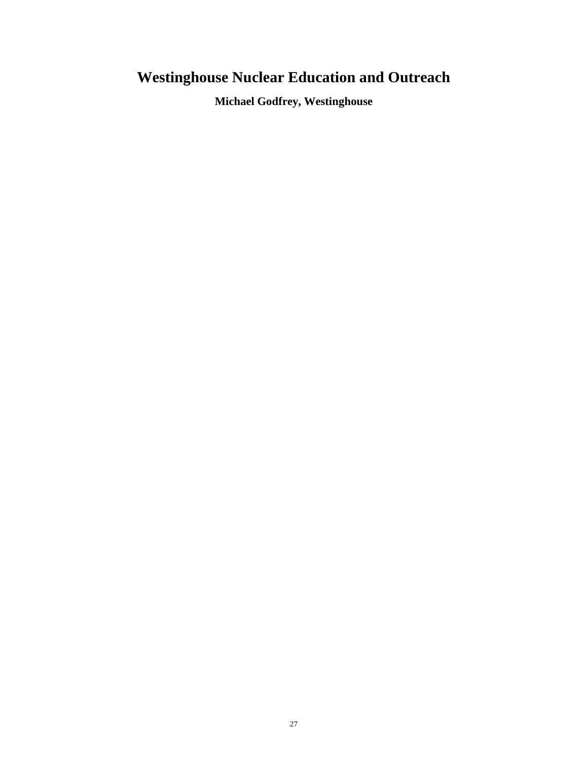# Westinghouse Nuclear Education and Outreach

**Michael Godfrey, Westinghouse**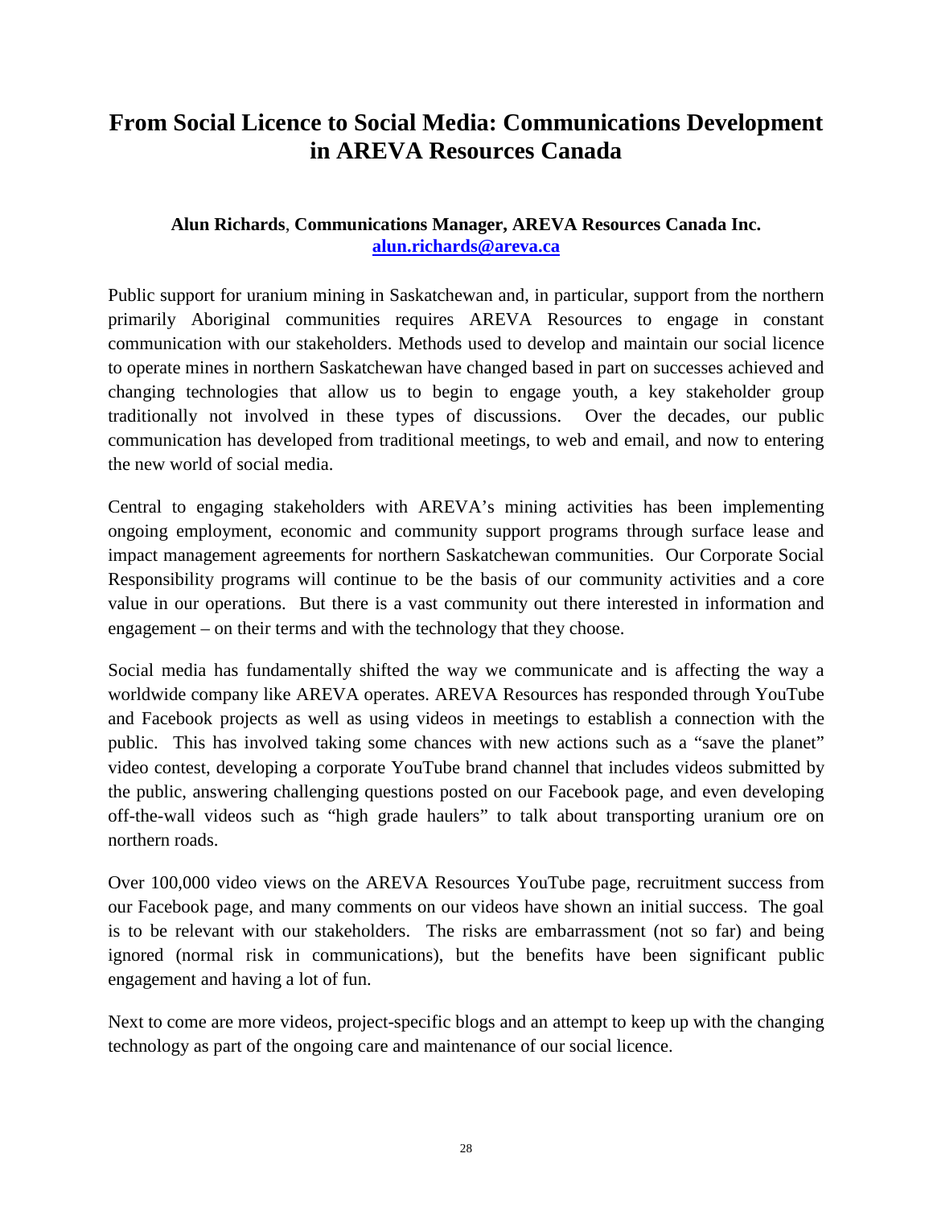# From Social Licence to Social Media: Communications Development in AREVA Resources Canada

**Alun Richards, Communications Manager, AREVA Resources Canada Inc.**
**alun.richards@areva.ca**

Public support for uranium mining in Saskatchewan and, in particular, support from the northern primarily Aboriginal communities requires AREVA Resources to engage in constant communication with our stakeholders. Methods used to develop and maintain our social licence to operate mines in northern Saskatchewan have changed based in part on successes achieved and changing technologies that allow us to begin to engage youth, a key stakeholder group traditionally not involved in these types of discussions. Over the decades, our public communication has developed from traditional meetings, to web and email, and now to entering the new world of social media.

Central to engaging stakeholders with AREVA's mining activities has been implementing ongoing employment, economic and community support programs through surface lease and impact management agreements for northern Saskatchewan communities. Our Corporate Social Responsibility programs will continue to be the basis of our community activities and a core value in our operations. But there is a vast community out there interested in information and engagement – on their terms and with the technology that they choose.

Social media has fundamentally shifted the way we communicate and is affecting the way a worldwide company like AREVA operates. AREVA Resources has responded through YouTube and Facebook projects as well as using videos in meetings to establish a connection with the public. This has involved taking some chances with new actions such as a "save the planet" video contest, developing a corporate YouTube brand channel that includes videos submitted by the public, answering challenging questions posted on our Facebook page, and even developing off-the-wall videos such as "high grade haulers" to talk about transporting uranium ore on northern roads.

Over 100,000 video views on the AREVA Resources YouTube page, recruitment success from our Facebook page, and many comments on our videos have shown an initial success. The goal is to be relevant with our stakeholders. The risks are embarrassment (not so far) and being ignored (normal risk in communications), but the benefits have been significant public engagement and having a lot of fun.

Next to come are more videos, project-specific blogs and an attempt to keep up with the changing technology as part of the ongoing care and maintenance of our social licence.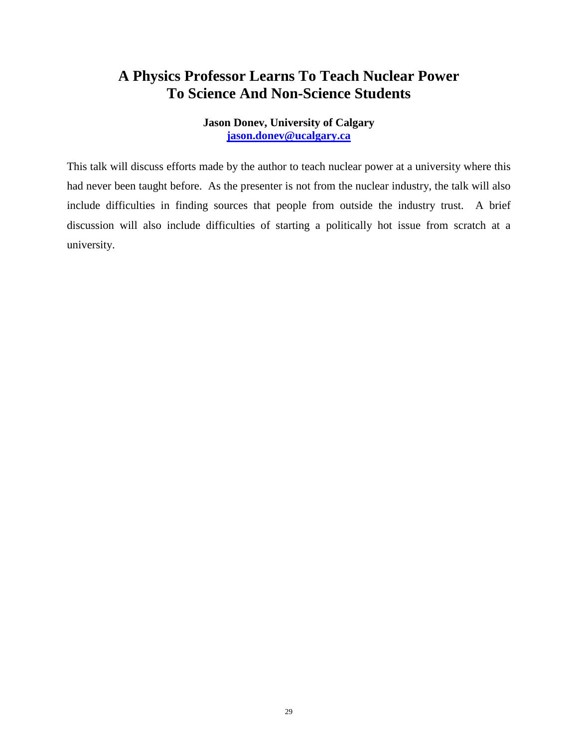# A Physics Professor Learns To Teach Nuclear Power To Science And Non-Science Students

**Jason Donev, University of Calgary**
**jason.donev@ucalgary.ca**

This talk will discuss efforts made by the author to teach nuclear power at a university where this had never been taught before. As the presenter is not from the nuclear industry, the talk will also include difficulties in finding sources that people from outside the industry trust. A brief discussion will also include difficulties of starting a politically hot issue from scratch at a university.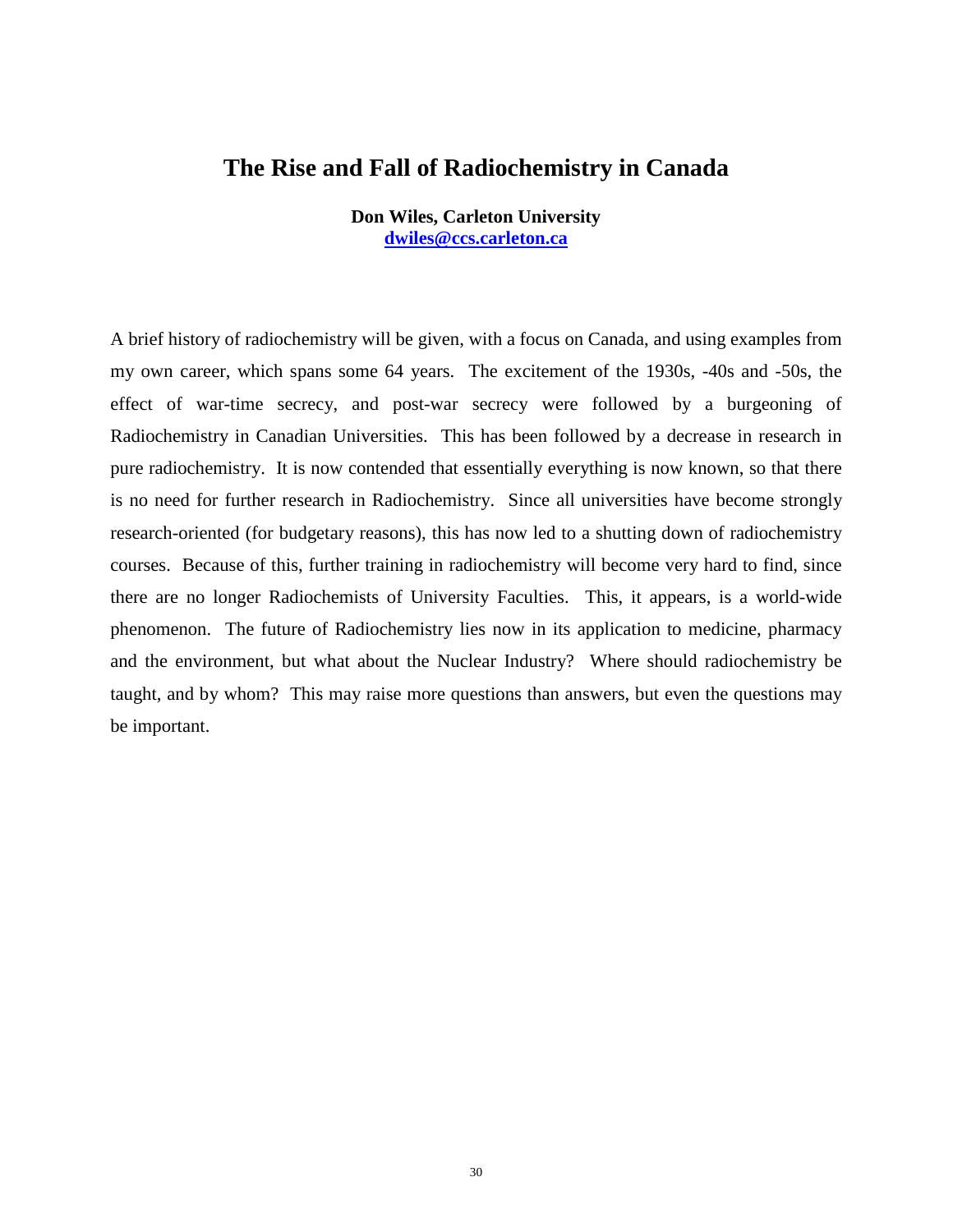# The Rise and Fall of Radiochemistry in Canada

**Don Wiles, Carleton University**
**dwiles@ccs.carleton.ca**

A brief history of radiochemistry will be given, with a focus on Canada, and using examples from my own career, which spans some 64 years. The excitement of the 1930s, -40s and -50s, the effect of war-time secrecy, and post-war secrecy were followed by a burgeoning of Radiochemistry in Canadian Universities. This has been followed by a decrease in research in pure radiochemistry. It is now contended that essentially everything is now known, so that there is no need for further research in Radiochemistry. Since all universities have become strongly research-oriented (for budgetary reasons), this has now led to a shutting down of radiochemistry courses. Because of this, further training in radiochemistry will become very hard to find, since there are no longer Radiochemists of University Faculties. This, it appears, is a world-wide phenomenon. The future of Radiochemistry lies now in its application to medicine, pharmacy and the environment, but what about the Nuclear Industry? Where should radiochemistry be taught, and by whom? This may raise more questions than answers, but even the questions may be important.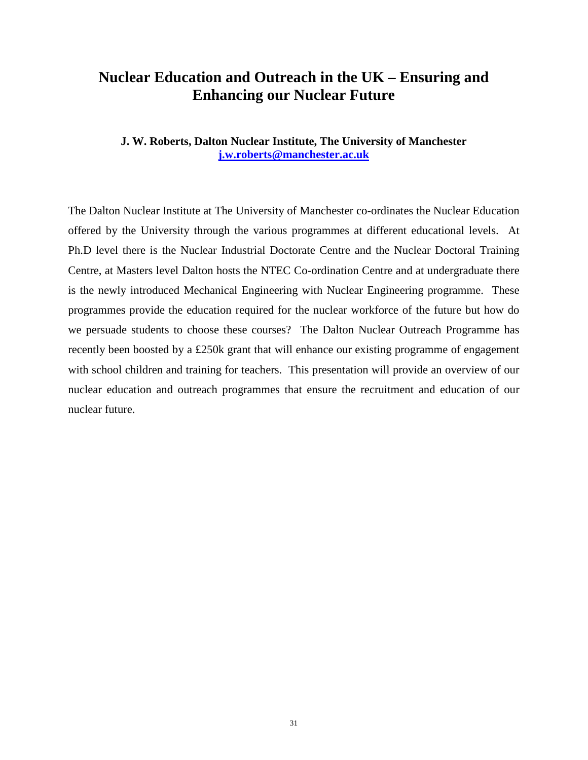# Nuclear Education and Outreach in the UK – Ensuring and Enhancing our Nuclear Future

**J. W. Roberts, Dalton Nuclear Institute, The University of Manchester**
**j.w.roberts@manchester.ac.uk**

The Dalton Nuclear Institute at The University of Manchester co-ordinates the Nuclear Education offered by the University through the various programmes at different educational levels. At Ph.D level there is the Nuclear Industrial Doctorate Centre and the Nuclear Doctoral Training Centre, at Masters level Dalton hosts the NTEC Co-ordination Centre and at undergraduate there is the newly introduced Mechanical Engineering with Nuclear Engineering programme. These programmes provide the education required for the nuclear workforce of the future but how do we persuade students to choose these courses? The Dalton Nuclear Outreach Programme has recently been boosted by a £250k grant that will enhance our existing programme of engagement with school children and training for teachers. This presentation will provide an overview of our nuclear education and outreach programmes that ensure the recruitment and education of our nuclear future.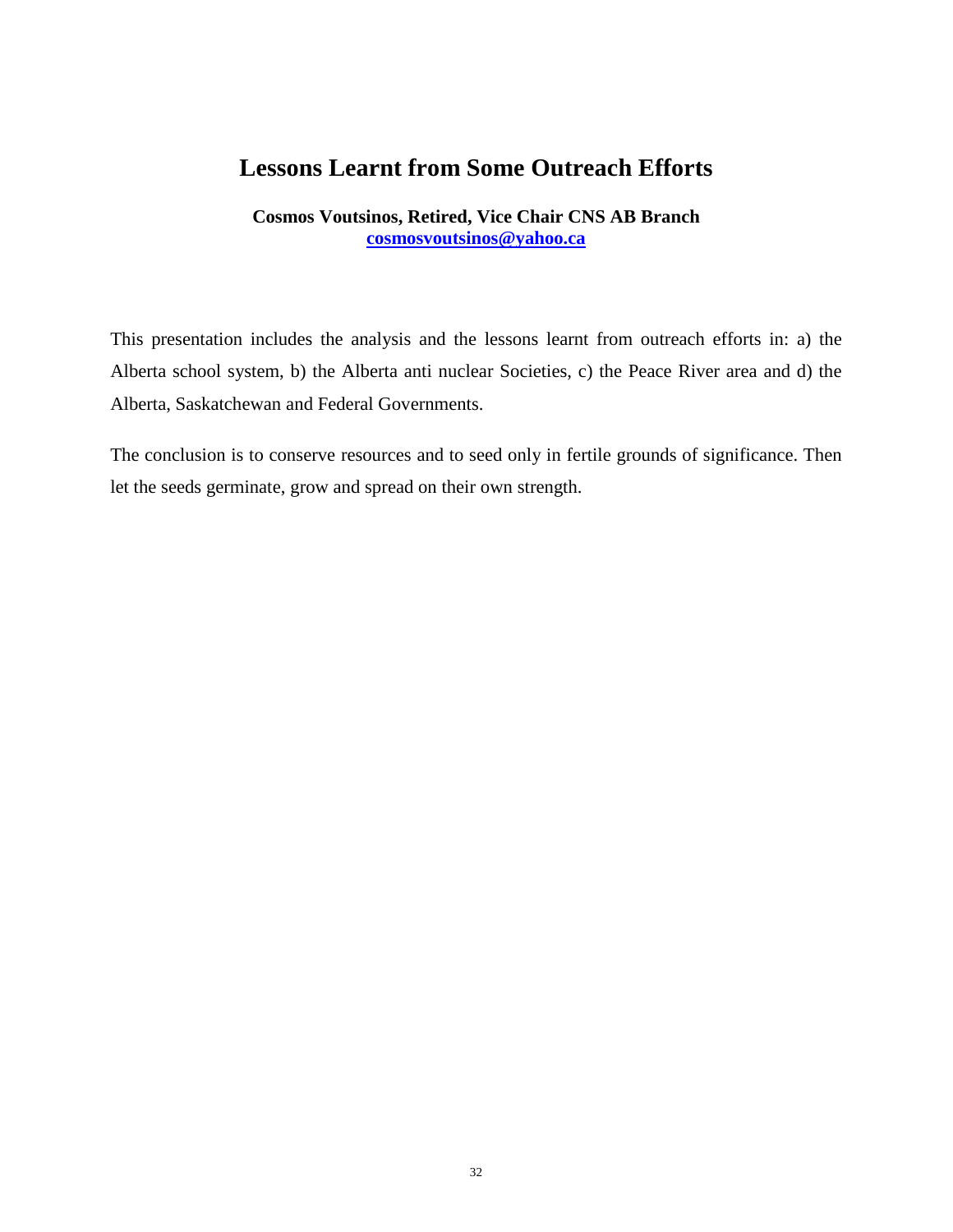# Lessons Learnt from Some Outreach Efforts

**Cosmos Voutsinos, Retired, Vice Chair CNS AB Branch**
**[cosmosvoutsinos@yahoo.ca](mailto:cosmosvoutsinos@yahoo.ca)**

This presentation includes the analysis and the lessons learnt from outreach efforts in: a) the Alberta school system, b) the Alberta anti nuclear Societies, c) the Peace River area and d) the Alberta, Saskatchewan and Federal Governments.

The conclusion is to conserve resources and to seed only in fertile grounds of significance. Then let the seeds germinate, grow and spread on their own strength.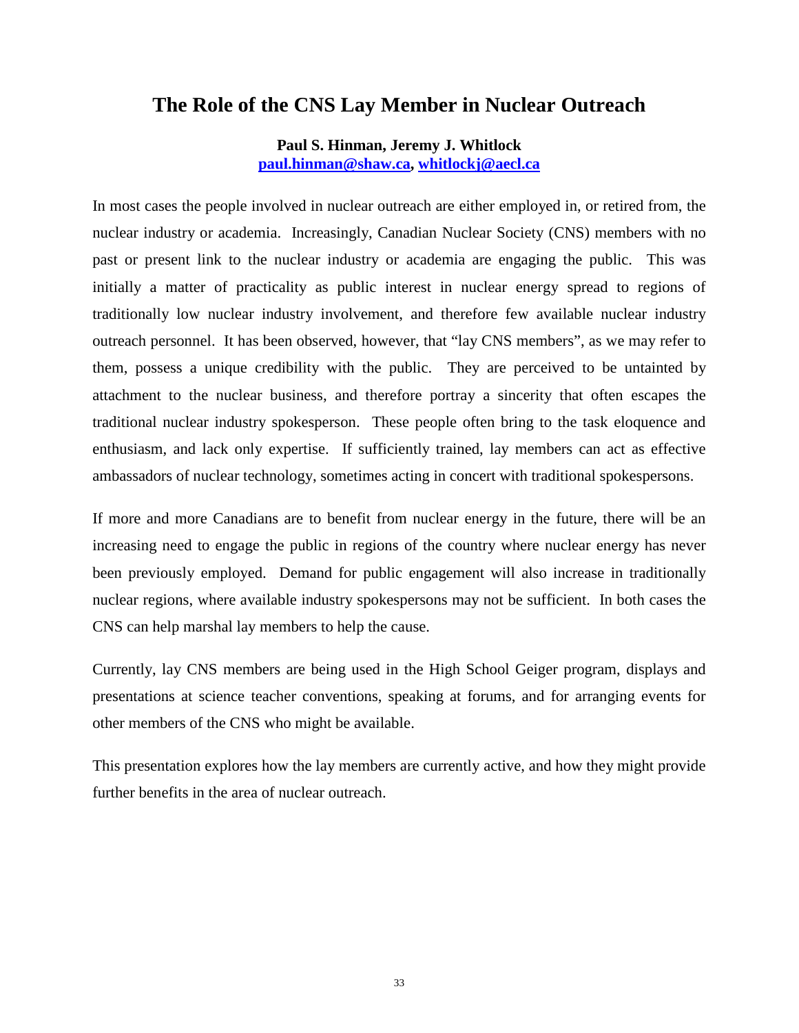# The Role of the CNS Lay Member in Nuclear Outreach

**Paul S. Hinman, Jeremy J. Whitlock**
**paul.hinman@shaw.ca, whitlockj@aecl.ca**

In most cases the people involved in nuclear outreach are either employed in, or retired from, the nuclear industry or academia. Increasingly, Canadian Nuclear Society (CNS) members with no past or present link to the nuclear industry or academia are engaging the public. This was initially a matter of practicality as public interest in nuclear energy spread to regions of traditionally low nuclear industry involvement, and therefore few available nuclear industry outreach personnel. It has been observed, however, that "lay CNS members", as we may refer to them, possess a unique credibility with the public. They are perceived to be untainted by attachment to the nuclear business, and therefore portray a sincerity that often escapes the traditional nuclear industry spokesperson. These people often bring to the task eloquence and enthusiasm, and lack only expertise. If sufficiently trained, lay members can act as effective ambassadors of nuclear technology, sometimes acting in concert with traditional spokespersons.

If more and more Canadians are to benefit from nuclear energy in the future, there will be an increasing need to engage the public in regions of the country where nuclear energy has never been previously employed. Demand for public engagement will also increase in traditionally nuclear regions, where available industry spokespersons may not be sufficient. In both cases the CNS can help marshal lay members to help the cause.

Currently, lay CNS members are being used in the High School Geiger program, displays and presentations at science teacher conventions, speaking at forums, and for arranging events for other members of the CNS who might be available.

This presentation explores how the lay members are currently active, and how they might provide further benefits in the area of nuclear outreach.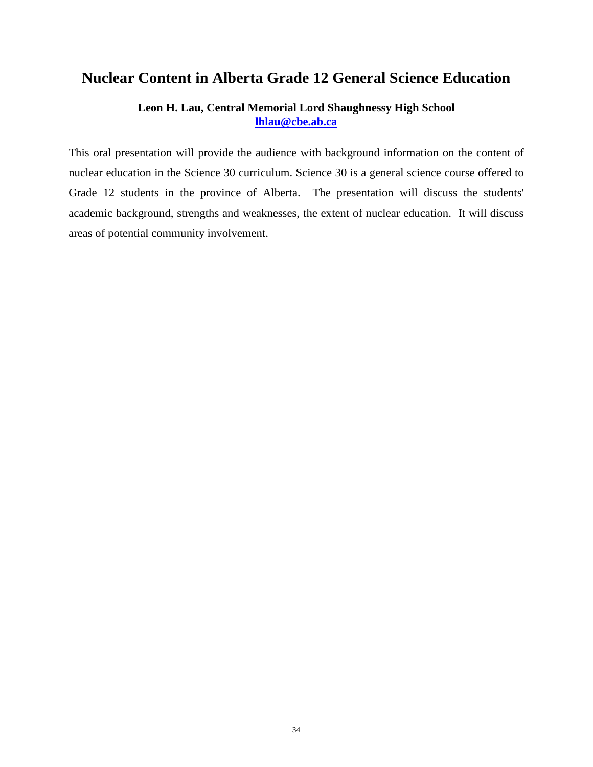# Nuclear Content in Alberta Grade 12 General Science Education

**Leon H. Lau, Central Memorial Lord Shaughnessy High School**
**lhlau@cbe.ab.ca**

This oral presentation will provide the audience with background information on the content of nuclear education in the Science 30 curriculum. Science 30 is a general science course offered to Grade 12 students in the province of Alberta. The presentation will discuss the students' academic background, strengths and weaknesses, the extent of nuclear education. It will discuss areas of potential community involvement.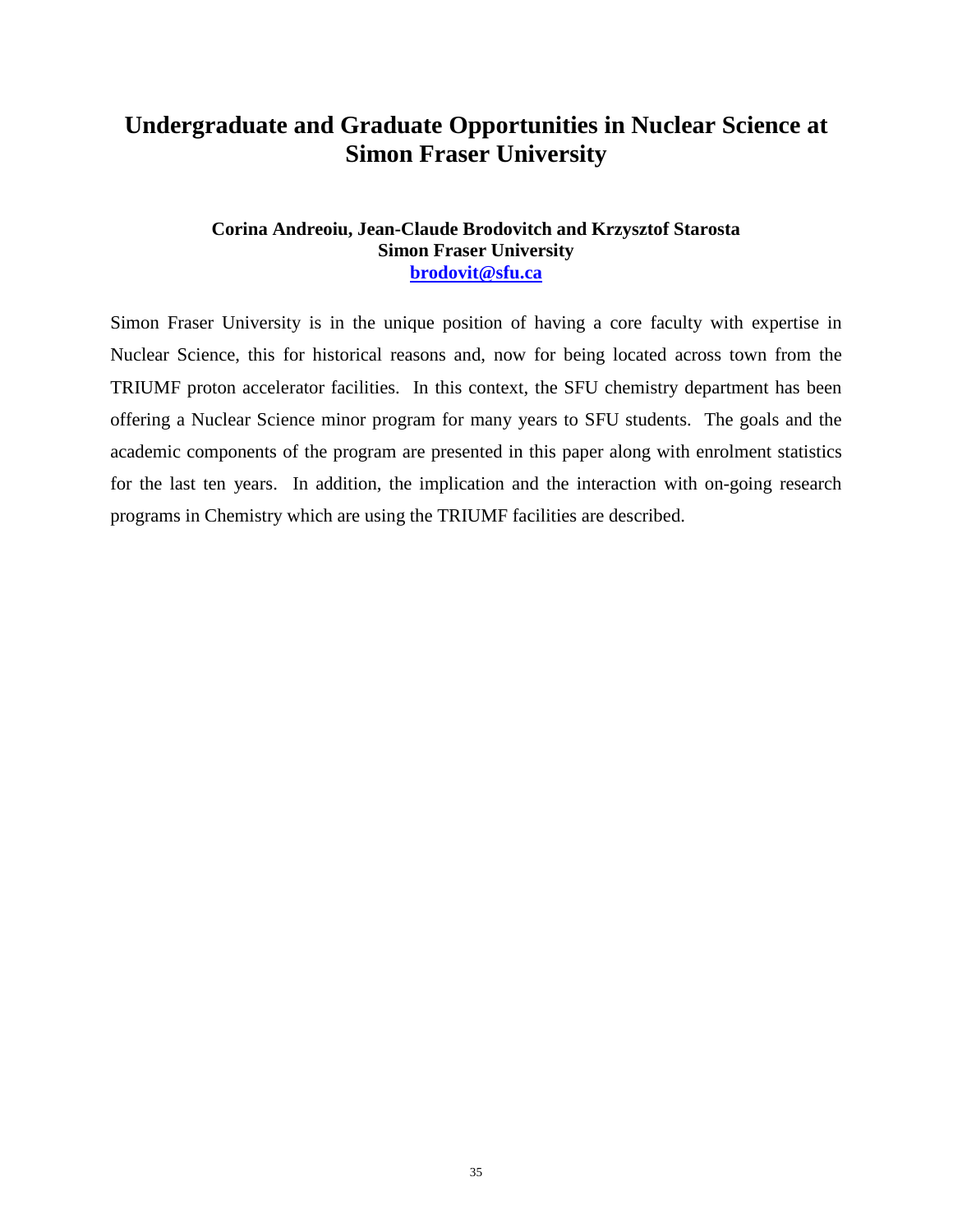# Undergraduate and Graduate Opportunities in Nuclear Science at Simon Fraser University

**Corina Andreoiu, Jean-Claude Brodovitch and Krzysztof Starosta**
**Simon Fraser University**
**brodovit@sfu.ca**

Simon Fraser University is in the unique position of having a core faculty with expertise in Nuclear Science, this for historical reasons and, now for being located across town from the TRIUMF proton accelerator facilities. In this context, the SFU chemistry department has been offering a Nuclear Science minor program for many years to SFU students. The goals and the academic components of the program are presented in this paper along with enrolment statistics for the last ten years. In addition, the implication and the interaction with on-going research programs in Chemistry which are using the TRIUMF facilities are described.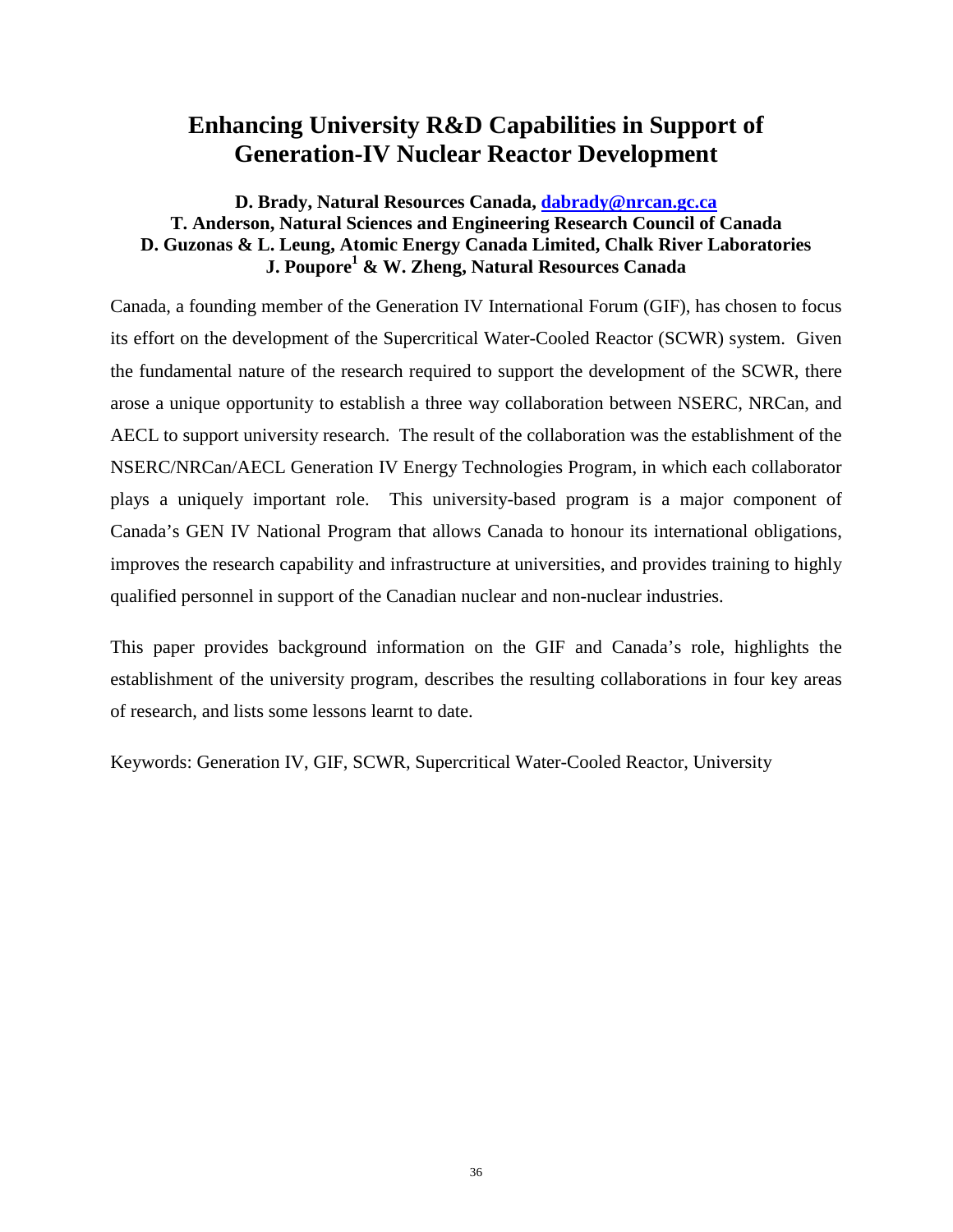# Enhancing University R&D Capabilities in Support of Generation-IV Nuclear Reactor Development

**D. Brady, Natural Resources Canada, dabrady@nrcan.gc.ca**
**T. Anderson, Natural Sciences and Engineering Research Council of Canada**
**D. Guzonas & L. Leung, Atomic Energy Canada Limited, Chalk River Laboratories**
**J. Poupore[1] & W. Zheng, Natural Resources Canada**

Canada, a founding member of the Generation IV International Forum (GIF), has chosen to focus its effort on the development of the Supercritical Water-Cooled Reactor (SCWR) system. Given the fundamental nature of the research required to support the development of the SCWR, there arose a unique opportunity to establish a three way collaboration between NSERC, NRCan, and AECL to support university research. The result of the collaboration was the establishment of the NSERC/NRCan/AECL Generation IV Energy Technologies Program, in which each collaborator plays a uniquely important role. This university-based program is a major component of Canada's GEN IV National Program that allows Canada to honour its international obligations, improves the research capability and infrastructure at universities, and provides training to highly qualified personnel in support of the Canadian nuclear and non-nuclear industries.

This paper provides background information on the GIF and Canada's role, highlights the establishment of the university program, describes the resulting collaborations in four key areas of research, and lists some lessons learnt to date.

Keywords: Generation IV, GIF, SCWR, Supercritical Water-Cooled Reactor, University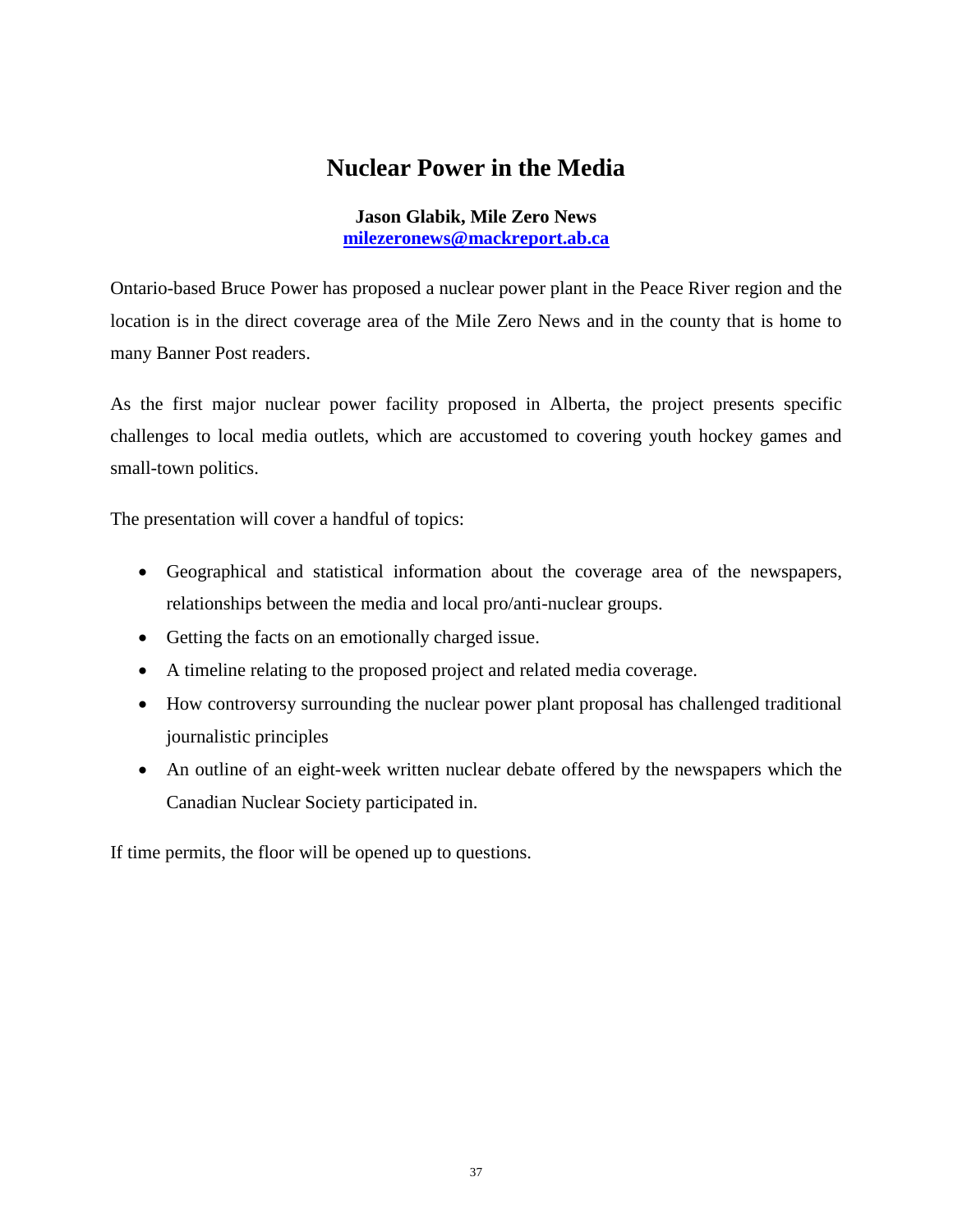# Nuclear Power in the Media

**Jason Glabik, Mile Zero News**
**milezeronews@mackreport.ab.ca**

Ontario-based Bruce Power has proposed a nuclear power plant in the Peace River region and the location is in the direct coverage area of the Mile Zero News and in the county that is home to many Banner Post readers.

As the first major nuclear power facility proposed in Alberta, the project presents specific challenges to local media outlets, which are accustomed to covering youth hockey games and small-town politics.

The presentation will cover a handful of topics:

- Geographical and statistical information about the coverage area of the newspapers, relationships between the media and local pro/anti-nuclear groups.
- Getting the facts on an emotionally charged issue.
- A timeline relating to the proposed project and related media coverage.
- How controversy surrounding the nuclear power plant proposal has challenged traditional journalistic principles
- An outline of an eight-week written nuclear debate offered by the newspapers which the Canadian Nuclear Society participated in.

If time permits, the floor will be opened up to questions.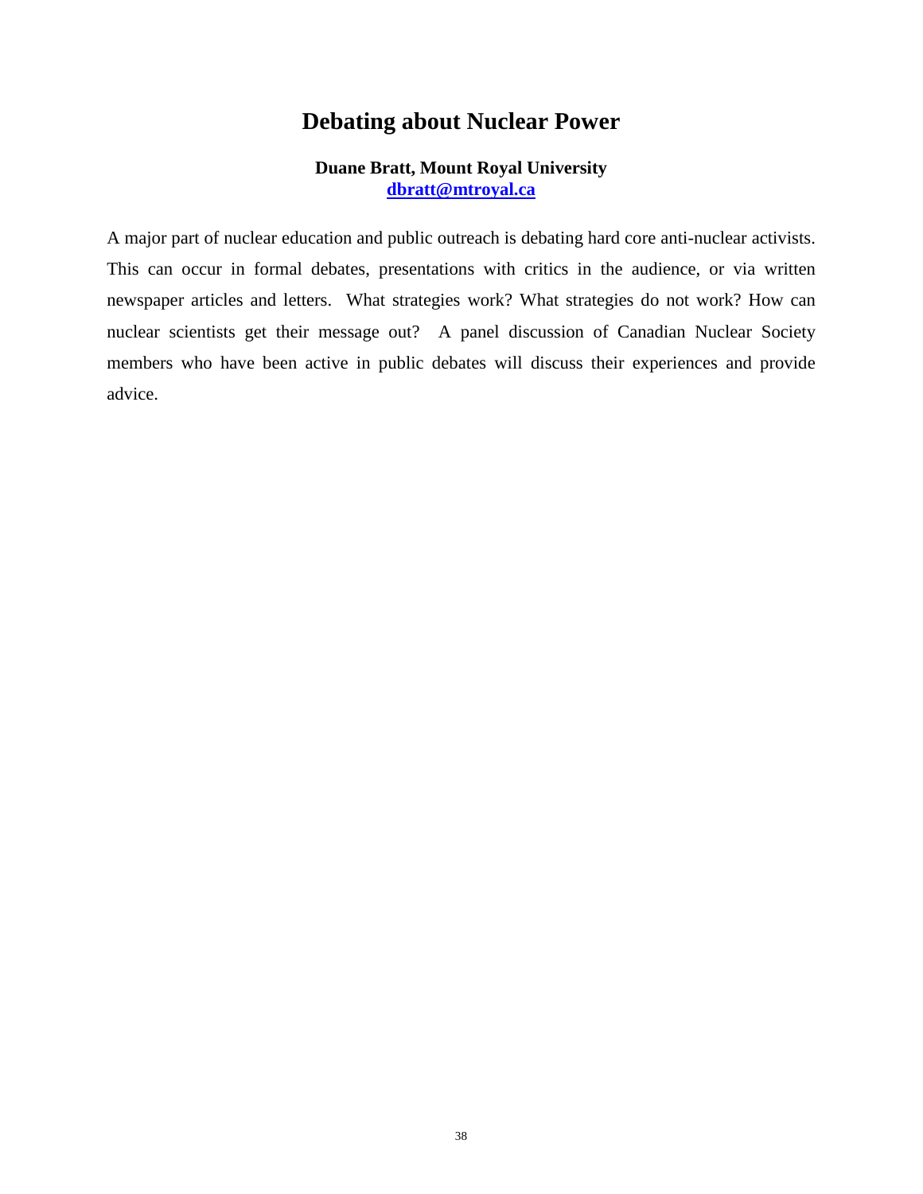# Debating about Nuclear Power

**Duane Bratt, Mount Royal University**
**dbratt@mtroyal.ca**

A major part of nuclear education and public outreach is debating hard core anti-nuclear activists. This can occur in formal debates, presentations with critics in the audience, or via written newspaper articles and letters. What strategies work? What strategies do not work? How can nuclear scientists get their message out? A panel discussion of Canadian Nuclear Society members who have been active in public debates will discuss their experiences and provide advice.